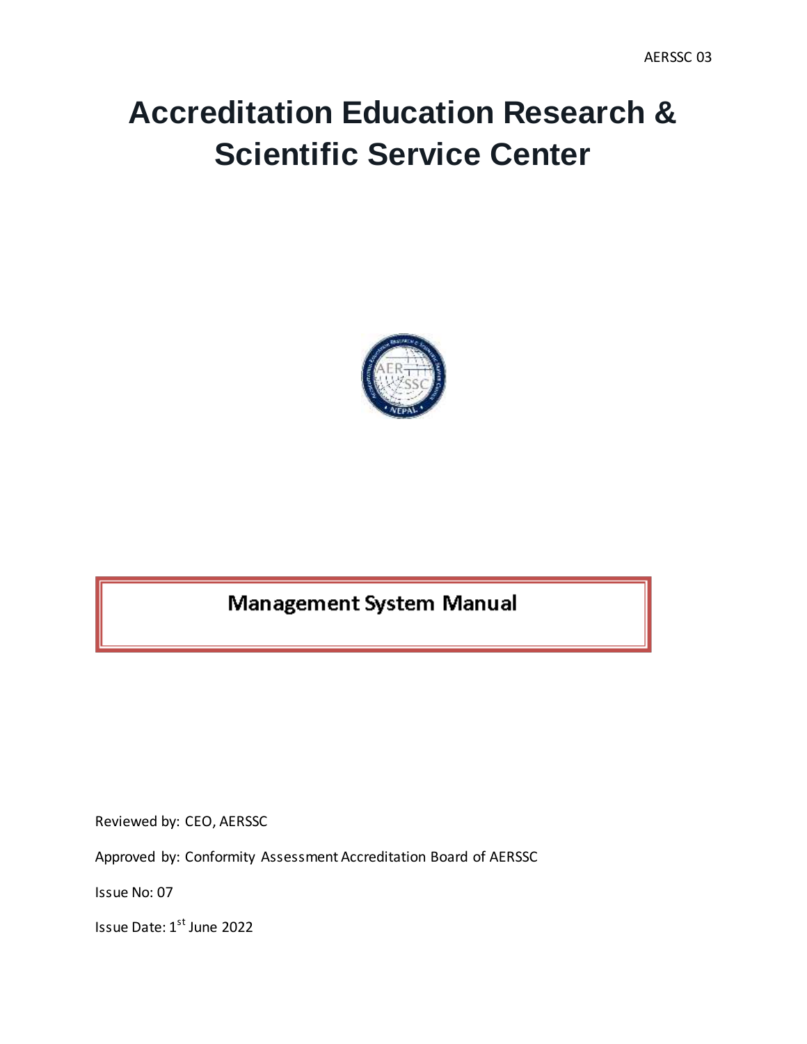AERSSC 03

# Accreditation Education Research & Scientific Service Center

## Management System Manual

Reviewed by: CEO, AERSSC

Approved by: Conformity Assessment Accreditation Board of AERSSC

Issue No: 07

Issue Date: 1st June 2022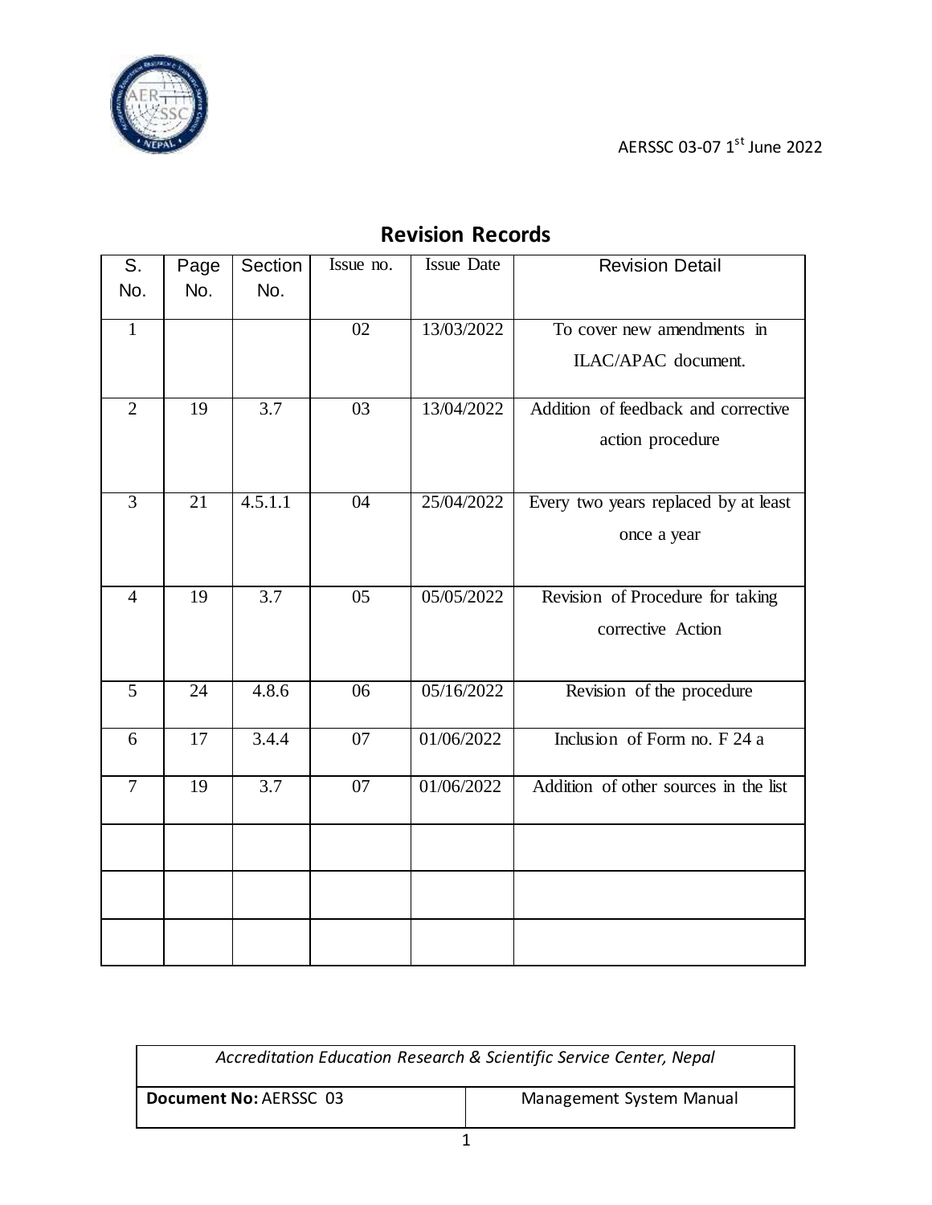AERSSC 03-07 1st June 2022

## Revision Records

| S. No. | Page No. | Section No. | Issue no. | Issue Date | Revision Detail |
|---|---|---|---|---|---|
| 1 | | | 02 | 13/03/2022 | To cover new amendments in ILAC/APAC document. |
| 2 | 19 | 3.7 | 03 | 13/04/2022 | Addition of feedback and corrective action procedure |
| 3 | 21 | 4.5.1.1 | 04 | 25/04/2022 | Every two years replaced by at least once a year |
| 4 | 19 | 3.7 | 05 | 05/05/2022 | Revision of Procedure for taking corrective Action |
| 5 | 24 | 4.8.6 | 06 | 05/16/2022 | Revision of the procedure |
| 6 | 17 | 3.4.4 | 07 | 01/06/2022 | Inclusion of Form no. F 24 a |
| 7 | 19 | 3.7 | 07 | 01/06/2022 | Addition of other sources in the list |
| | | | | | |
| | | | | | |
| | | | | | |

| *Accreditation Education Research & Scientific Service Center, Nepal* | |
|---|---|
| **Document No:** AERSSC 03 | Management System Manual |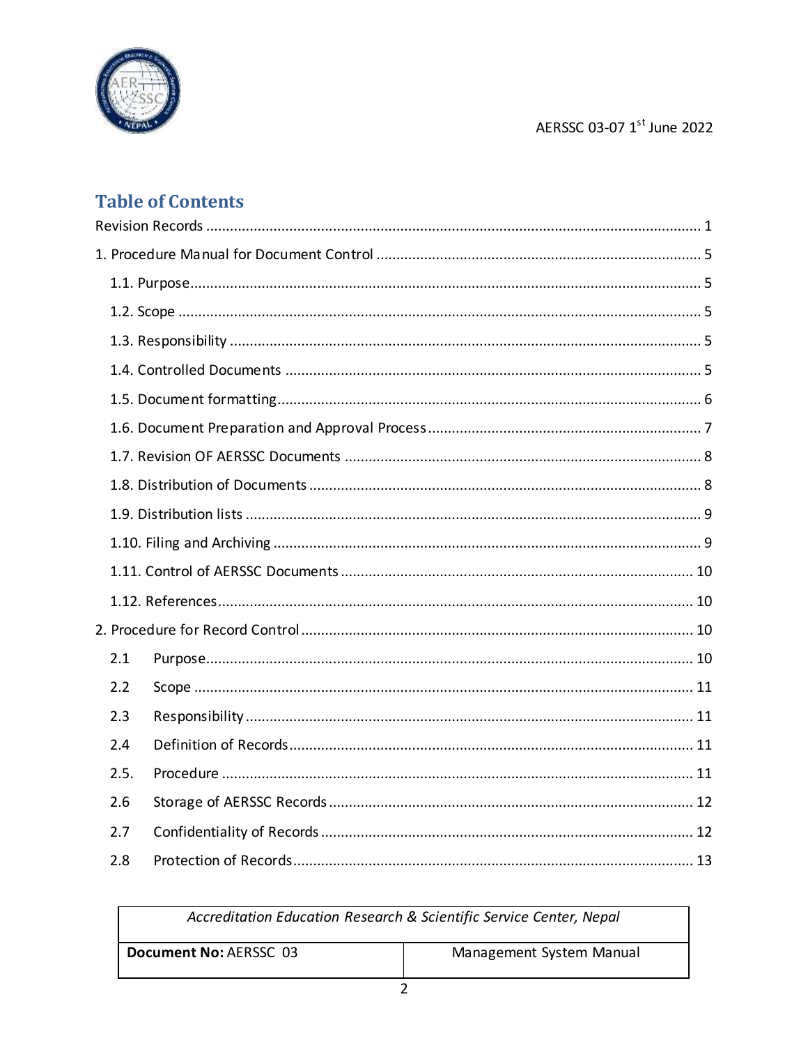## Table of Contents

Revision Records ........................................................................................................... 1

1. Procedure Manual for Document Control ................................................................. 5

   1.1. Purpose............................................................................................................... 5

   1.2. Scope ................................................................................................................. 5

   1.3. Responsibility ..................................................................................................... 5

   1.4. Controlled Documents ....................................................................................... 5

   1.5. Document formatting......................................................................................... 6

   1.6. Document Preparation and Approval Process .................................................... 7

   1.7. Revision OF AERSSC Documents ......................................................................... 8

   1.8. Distribution of Documents .................................................................................. 8

   1.9. Distribution lists .................................................................................................. 9

   1.10. Filing and Archiving ........................................................................................... 9

   1.11. Control of AERSSC Documents ........................................................................ 10

   1.12. References....................................................................................................... 10

2. Procedure for Record Control .................................................................................. 10

   2.1 Purpose.................................................................................................................. 10

   2.2 Scope ..................................................................................................................... 11

   2.3 Responsibility ......................................................................................................... 11

   2.4 Definition of Records.............................................................................................. 11

   2.5. Procedure .............................................................................................................. 11

   2.6 Storage of AERSSC Records ................................................................................... 12

   2.7 Confidentiality of Records ..................................................................................... 12

   2.8 Protection of Records............................................................................................. 13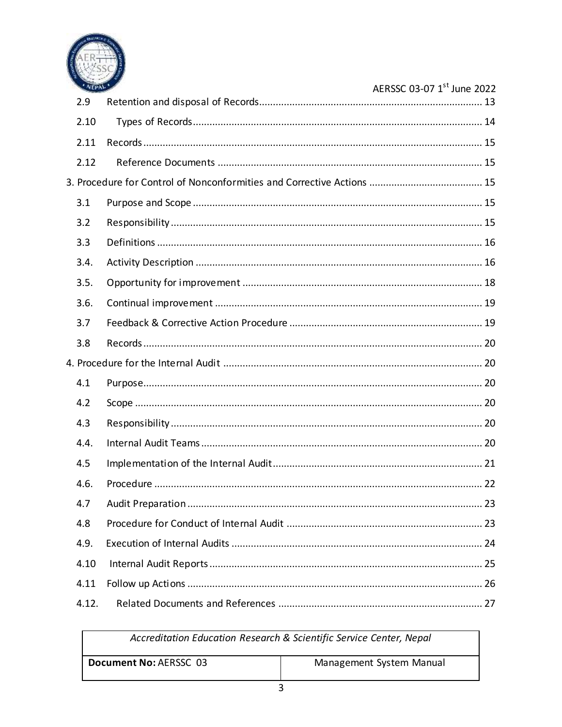| | | |
|---|---|---|
| 2.9 | Retention and disposal of Records | 13 |
| 2.10 | Types of Records | 14 |
| 2.11 | Records | 15 |
| 2.12 | Reference Documents | 15 |
| 3. Procedure for Control of Nonconformities and Corrective Actions | | 15 |
| 3.1 | Purpose and Scope | 15 |
| 3.2 | Responsibility | 15 |
| 3.3 | Definitions | 16 |
| 3.4. | Activity Description | 16 |
| 3.5. | Opportunity for improvement | 18 |
| 3.6. | Continual improvement | 19 |
| 3.7 | Feedback & Corrective Action Procedure | 19 |
| 3.8 | Records | 20 |
| 4. Procedure for the Internal Audit | | 20 |
| 4.1 | Purpose | 20 |
| 4.2 | Scope | 20 |
| 4.3 | Responsibility | 20 |
| 4.4. | Internal Audit Teams | 20 |
| 4.5 | Implementation of the Internal Audit | 21 |
| 4.6. | Procedure | 22 |
| 4.7 | Audit Preparation | 23 |
| 4.8 | Procedure for Conduct of Internal Audit | 23 |
| 4.9. | Execution of Internal Audits | 24 |
| 4.10 | Internal Audit Reports | 25 |
| 4.11 | Follow up Actions | 26 |
| 4.12. | Related Documents and References | 27 |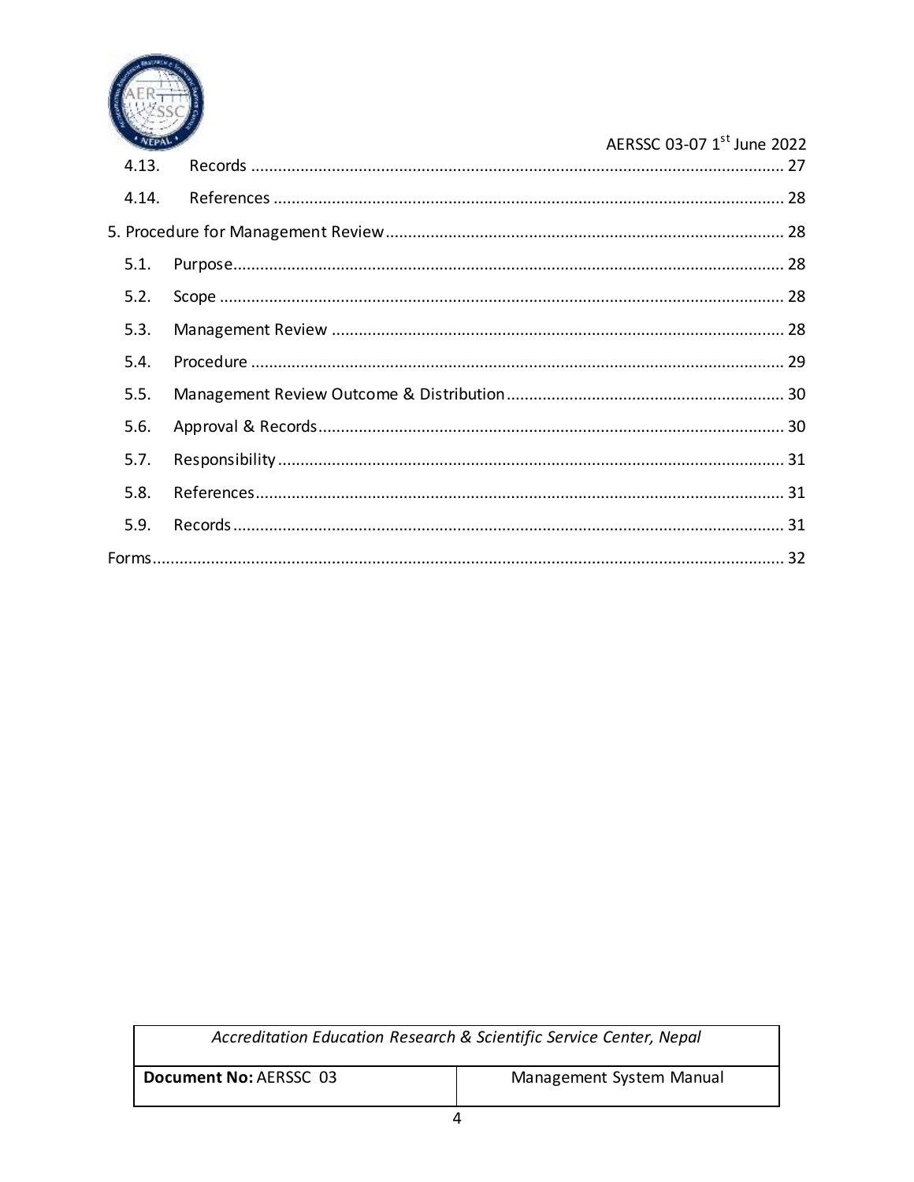4.13. Records ..... 27

4.14. References ..... 28

5. Procedure for Management Review ..... 28

5.1. Purpose ..... 28

5.2. Scope ..... 28

5.3. Management Review ..... 28

5.4. Procedure ..... 29

5.5. Management Review Outcome & Distribution ..... 30

5.6. Approval & Records ..... 30

5.7. Responsibility ..... 31

5.8. References ..... 31

5.9. Records ..... 31

Forms ..... 32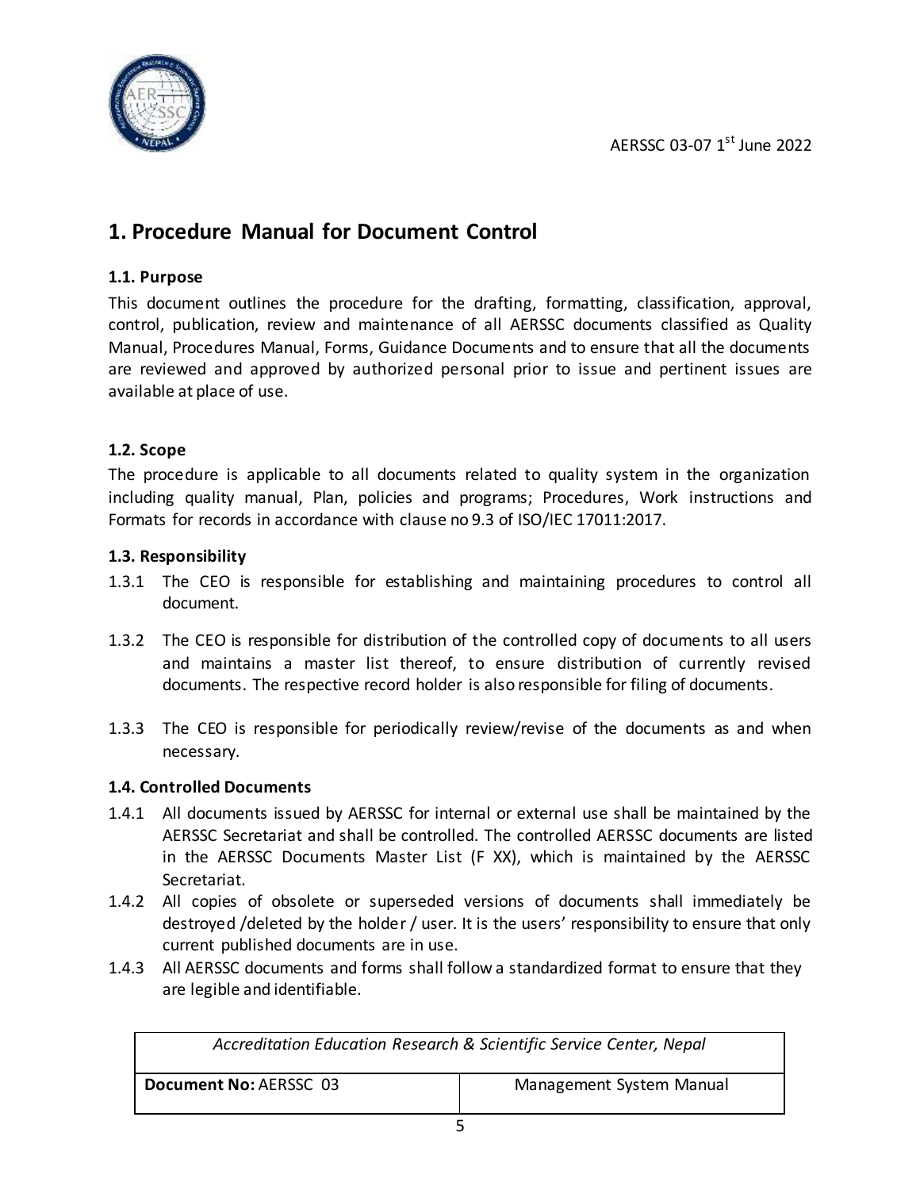# 1. Procedure Manual for Document Control

### 1.1. Purpose

This document outlines the procedure for the drafting, formatting, classification, approval, control, publication, review and maintenance of all AERSSC documents classified as Quality Manual, Procedures Manual, Forms, Guidance Documents and to ensure that all the documents are reviewed and approved by authorized personal prior to issue and pertinent issues are available at place of use.

### 1.2. Scope

The procedure is applicable to all documents related to quality system in the organization including quality manual, Plan, policies and programs; Procedures, Work instructions and Formats for records in accordance with clause no 9.3 of ISO/IEC 17011:2017.

### 1.3. Responsibility

1.3.1 The CEO is responsible for establishing and maintaining procedures to control all document.

1.3.2 The CEO is responsible for distribution of the controlled copy of documents to all users and maintains a master list thereof, to ensure distribution of currently revised documents. The respective record holder is also responsible for filing of documents.

1.3.3 The CEO is responsible for periodically review/revise of the documents as and when necessary.

### 1.4. Controlled Documents

1.4.1 All documents issued by AERSSC for internal or external use shall be maintained by the AERSSC Secretariat and shall be controlled. The controlled AERSSC documents are listed in the AERSSC Documents Master List (F XX), which is maintained by the AERSSC Secretariat.

1.4.2 All copies of obsolete or superseded versions of documents shall immediately be destroyed /deleted by the holder / user. It is the users' responsibility to ensure that only current published documents are in use.

1.4.3 All AERSSC documents and forms shall follow a standardized format to ensure that they are legible and identifiable.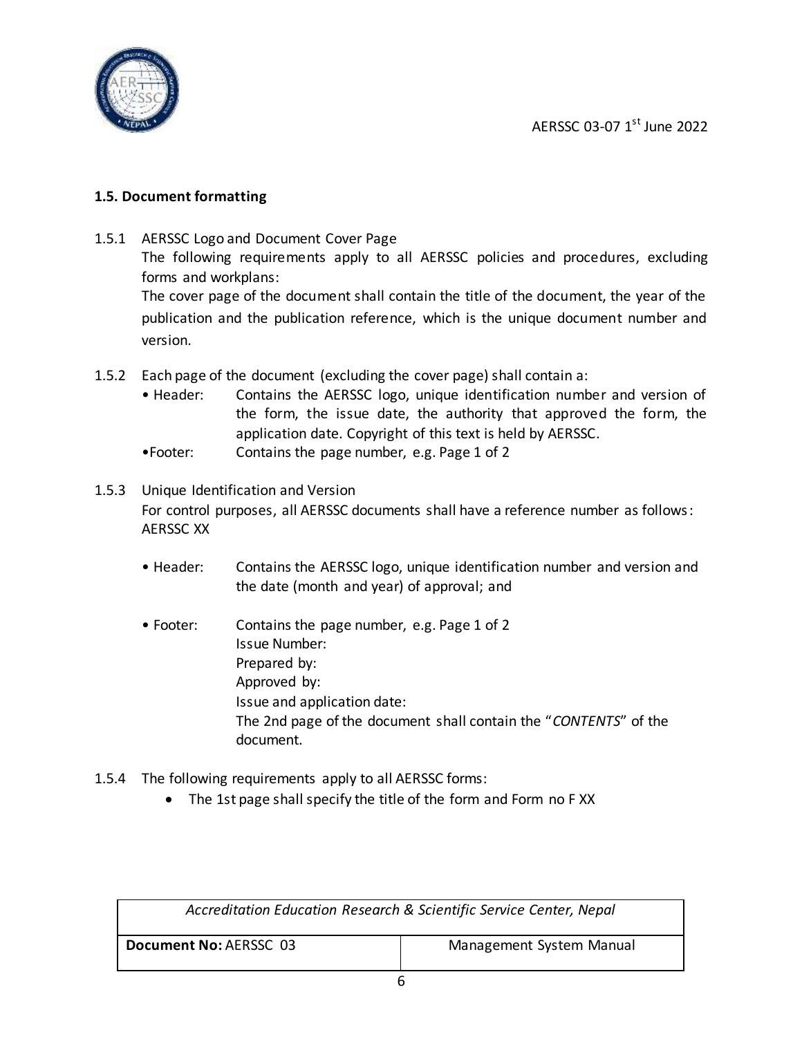### 1.5. Document formatting

1.5.1 AERSSC Logo and Document Cover Page

The following requirements apply to all AERSSC policies and procedures, excluding forms and workplans:

The cover page of the document shall contain the title of the document, the year of the publication and the publication reference, which is the unique document number and version.

1.5.2 Each page of the document (excluding the cover page) shall contain a:

- Header: Contains the AERSSC logo, unique identification number and version of the form, the issue date, the authority that approved the form, the application date. Copyright of this text is held by AERSSC.
- Footer: Contains the page number, e.g. Page 1 of 2

1.5.3 Unique Identification and Version

For control purposes, all AERSSC documents shall have a reference number as follows: AERSSC XX

- Header: Contains the AERSSC logo, unique identification number and version and the date (month and year) of approval; and
- Footer: Contains the page number, e.g. Page 1 of 2
  Issue Number:
  Prepared by:
  Approved by:
  Issue and application date:
  The 2nd page of the document shall contain the "*CONTENTS*" of the document.

1.5.4 The following requirements apply to all AERSSC forms:

- The 1st page shall specify the title of the form and Form no F XX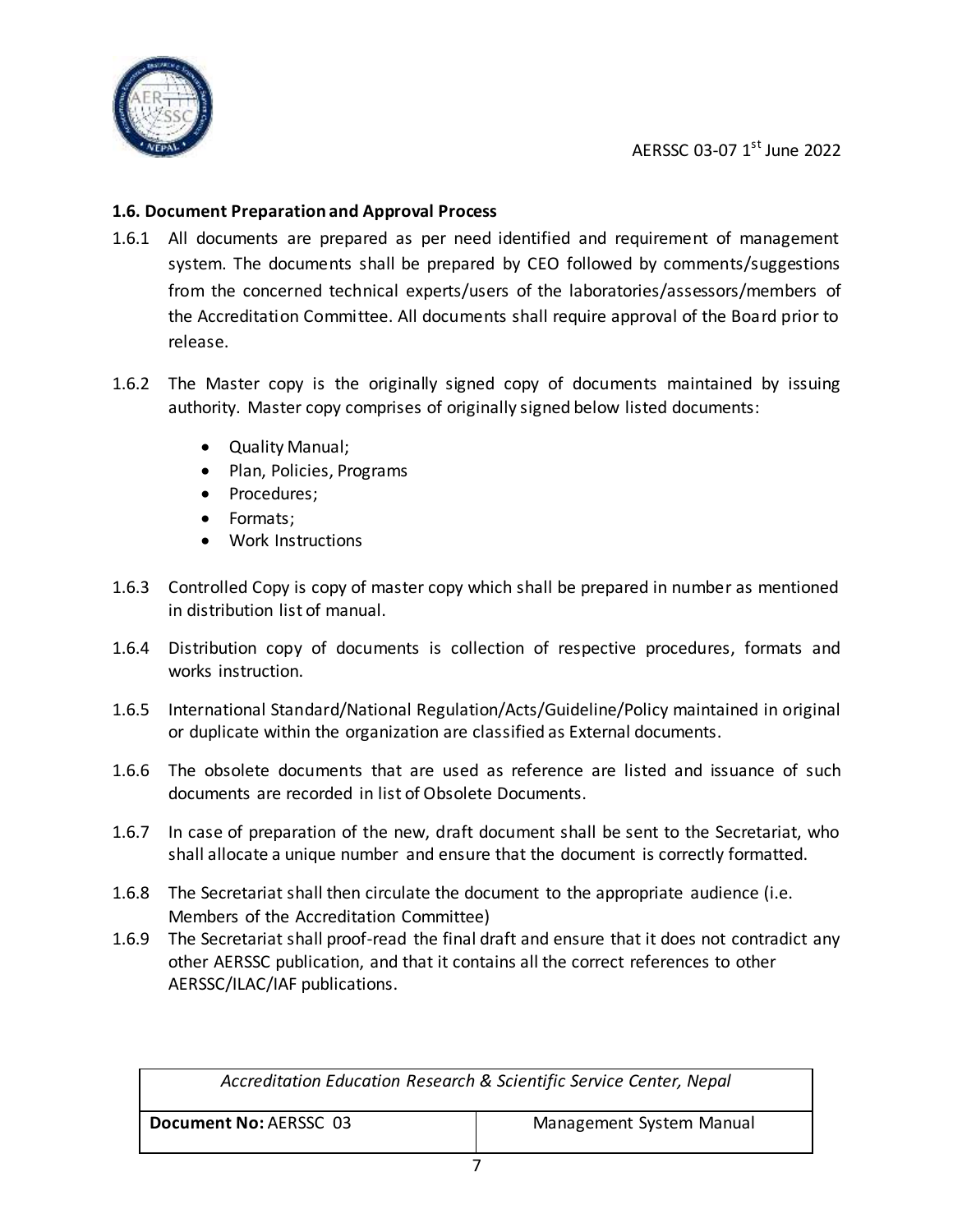### 1.6. Document Preparation and Approval Process

1.6.1 All documents are prepared as per need identified and requirement of management system. The documents shall be prepared by CEO followed by comments/suggestions from the concerned technical experts/users of the laboratories/assessors/members of the Accreditation Committee. All documents shall require approval of the Board prior to release.

1.6.2 The Master copy is the originally signed copy of documents maintained by issuing authority. Master copy comprises of originally signed below listed documents:

- Quality Manual;
- Plan, Policies, Programs
- Procedures;
- Formats;
- Work Instructions

1.6.3 Controlled Copy is copy of master copy which shall be prepared in number as mentioned in distribution list of manual.

1.6.4 Distribution copy of documents is collection of respective procedures, formats and works instruction.

1.6.5 International Standard/National Regulation/Acts/Guideline/Policy maintained in original or duplicate within the organization are classified as External documents.

1.6.6 The obsolete documents that are used as reference are listed and issuance of such documents are recorded in list of Obsolete Documents.

1.6.7 In case of preparation of the new, draft document shall be sent to the Secretariat, who shall allocate a unique number and ensure that the document is correctly formatted.

1.6.8 The Secretariat shall then circulate the document to the appropriate audience (i.e. Members of the Accreditation Committee)

1.6.9 The Secretariat shall proof-read the final draft and ensure that it does not contradict any other AERSSC publication, and that it contains all the correct references to other AERSSC/ILAC/IAF publications.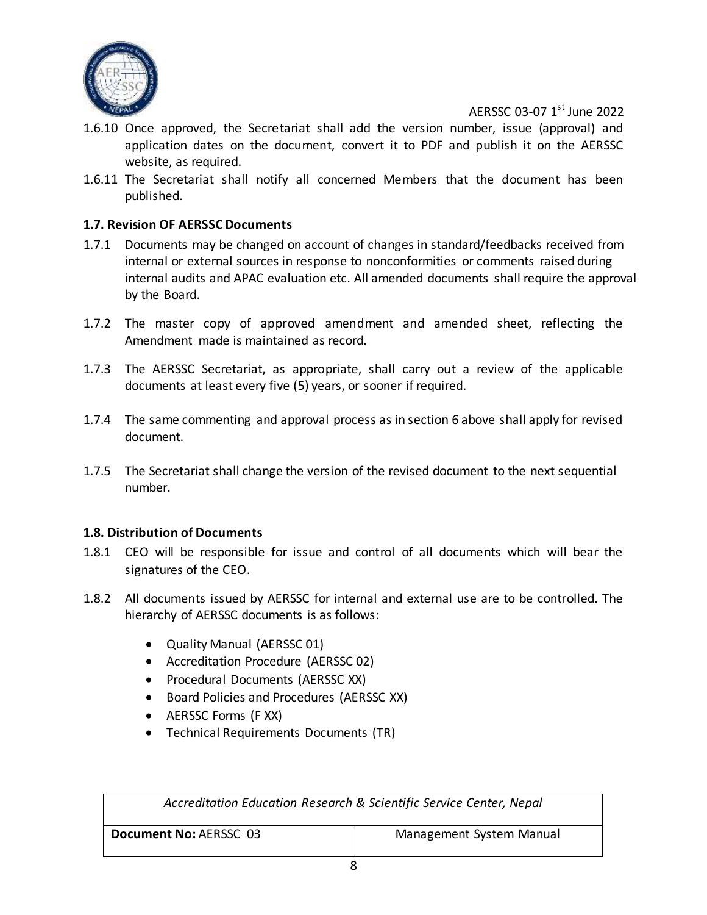1.6.10 Once approved, the Secretariat shall add the version number, issue (approval) and application dates on the document, convert it to PDF and publish it on the AERSSC website, as required.

1.6.11 The Secretariat shall notify all concerned Members that the document has been published.

### 1.7. Revision OF AERSSC Documents

1.7.1 Documents may be changed on account of changes in standard/feedbacks received from internal or external sources in response to nonconformities or comments raised during internal audits and APAC evaluation etc. All amended documents shall require the approval by the Board.

1.7.2 The master copy of approved amendment and amended sheet, reflecting the Amendment made is maintained as record.

1.7.3 The AERSSC Secretariat, as appropriate, shall carry out a review of the applicable documents at least every five (5) years, or sooner if required.

1.7.4 The same commenting and approval process as in section 6 above shall apply for revised document.

1.7.5 The Secretariat shall change the version of the revised document to the next sequential number.

### 1.8. Distribution of Documents

1.8.1 CEO will be responsible for issue and control of all documents which will bear the signatures of the CEO.

1.8.2 All documents issued by AERSSC for internal and external use are to be controlled. The hierarchy of AERSSC documents is as follows:

- Quality Manual (AERSSC 01)
- Accreditation Procedure (AERSSC 02)
- Procedural Documents (AERSSC XX)
- Board Policies and Procedures (AERSSC XX)
- AERSSC Forms (F XX)
- Technical Requirements Documents (TR)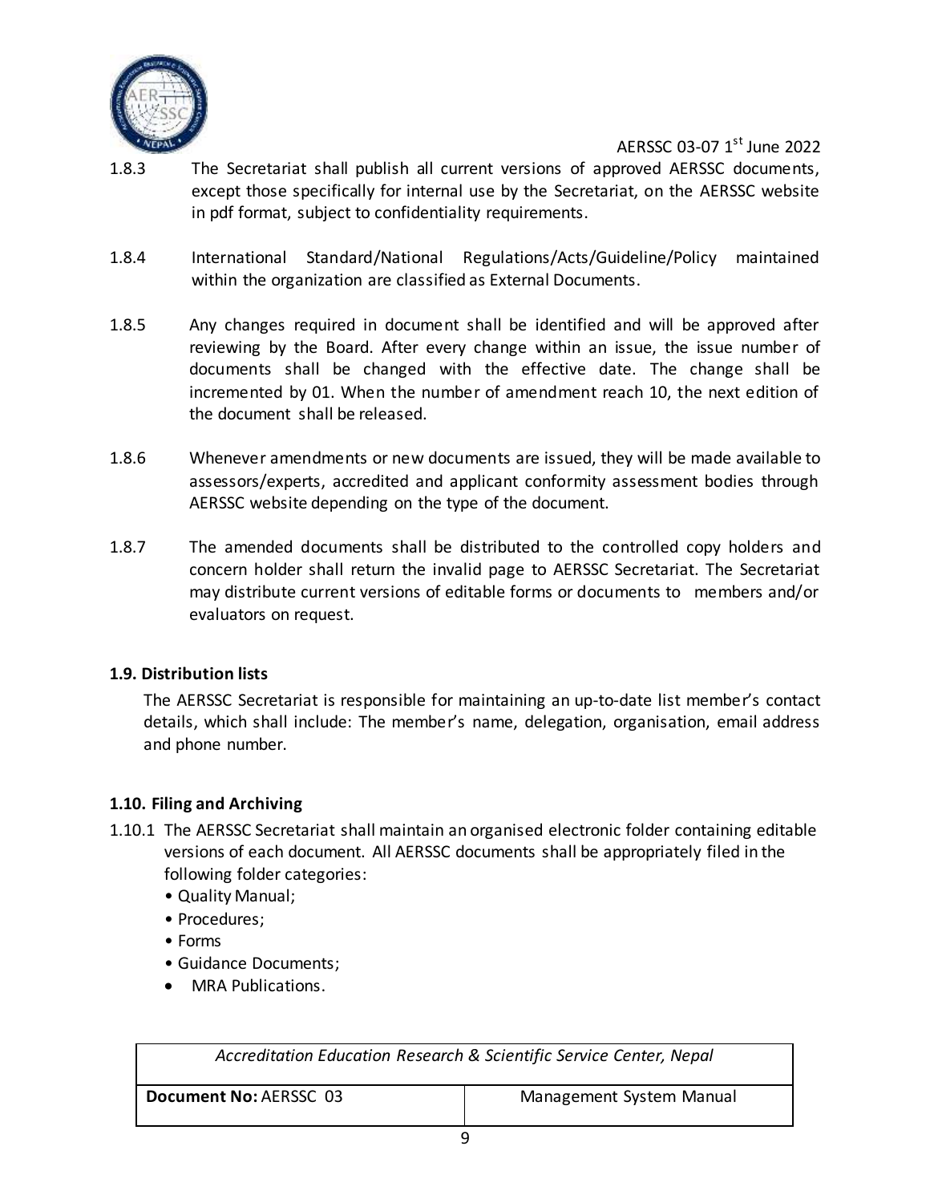1.8.3 The Secretariat shall publish all current versions of approved AERSSC documents, except those specifically for internal use by the Secretariat, on the AERSSC website in pdf format, subject to confidentiality requirements.

1.8.4 International Standard/National Regulations/Acts/Guideline/Policy maintained within the organization are classified as External Documents.

1.8.5 Any changes required in document shall be identified and will be approved after reviewing by the Board. After every change within an issue, the issue number of documents shall be changed with the effective date. The change shall be incremented by 01. When the number of amendment reach 10, the next edition of the document shall be released.

1.8.6 Whenever amendments or new documents are issued, they will be made available to assessors/experts, accredited and applicant conformity assessment bodies through AERSSC website depending on the type of the document.

1.8.7 The amended documents shall be distributed to the controlled copy holders and concern holder shall return the invalid page to AERSSC Secretariat. The Secretariat may distribute current versions of editable forms or documents to members and/or evaluators on request.

### 1.9. Distribution lists

The AERSSC Secretariat is responsible for maintaining an up-to-date list member's contact details, which shall include: The member's name, delegation, organisation, email address and phone number.

### 1.10. Filing and Archiving

1.10.1 The AERSSC Secretariat shall maintain an organised electronic folder containing editable versions of each document. All AERSSC documents shall be appropriately filed in the following folder categories:

- Quality Manual;
- Procedures;
- Forms
- Guidance Documents;
- MRA Publications.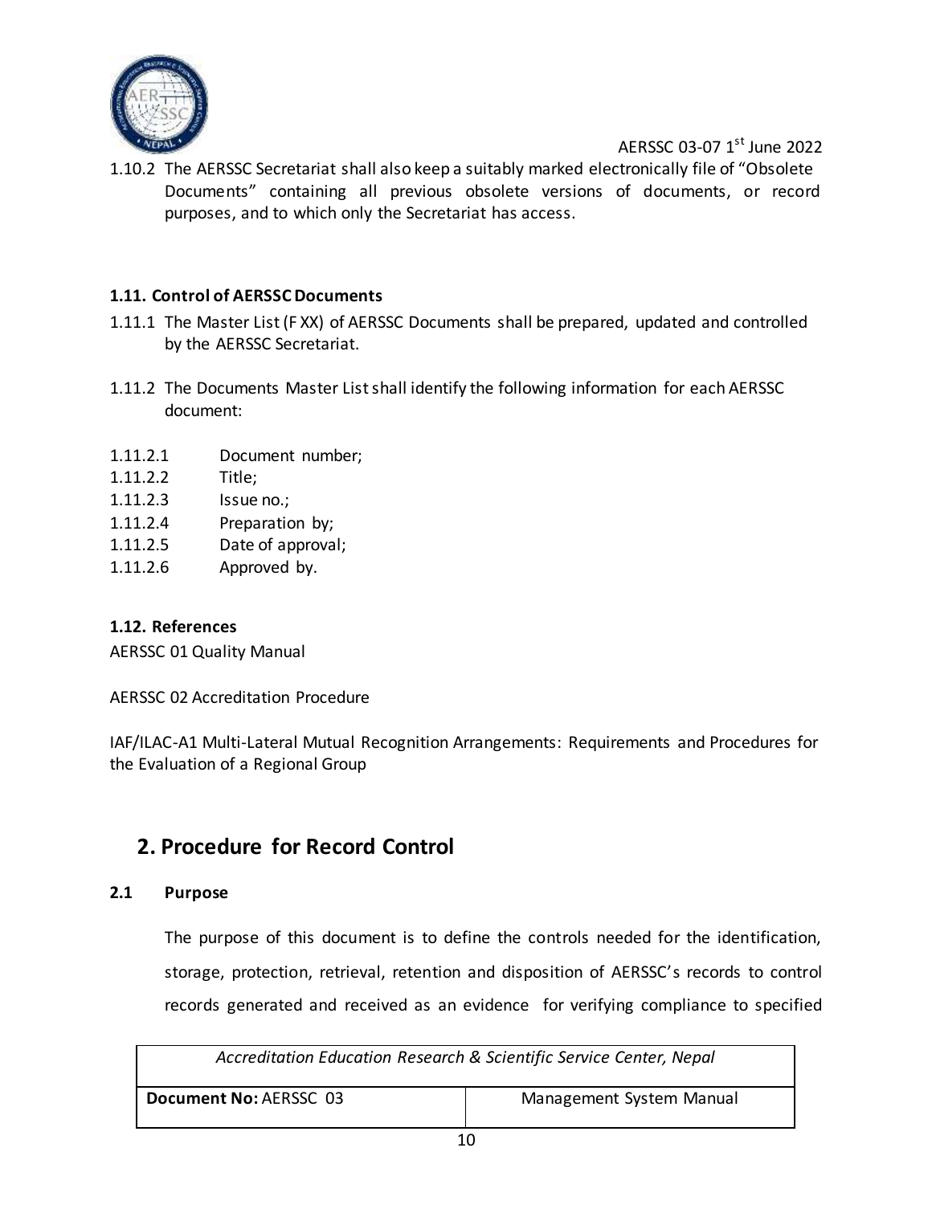1.10.2 The AERSSC Secretariat shall also keep a suitably marked electronically file of "Obsolete Documents" containing all previous obsolete versions of documents, or record purposes, and to which only the Secretariat has access.

### 1.11. Control of AERSSC Documents

1.11.1 The Master List (F XX) of AERSSC Documents shall be prepared, updated and controlled by the AERSSC Secretariat.

1.11.2 The Documents Master List shall identify the following information for each AERSSC document:

1.11.2.1 Document number;
1.11.2.2 Title;
1.11.2.3 Issue no.;
1.11.2.4 Preparation by;
1.11.2.5 Date of approval;
1.11.2.6 Approved by.

### 1.12. References

AERSSC 01 Quality Manual

AERSSC 02 Accreditation Procedure

IAF/ILAC-A1 Multi-Lateral Mutual Recognition Arrangements: Requirements and Procedures for the Evaluation of a Regional Group

## 2. Procedure for Record Control

### 2.1 Purpose

The purpose of this document is to define the controls needed for the identification, storage, protection, retrieval, retention and disposition of AERSSC's records to control records generated and received as an evidence for verifying compliance to specified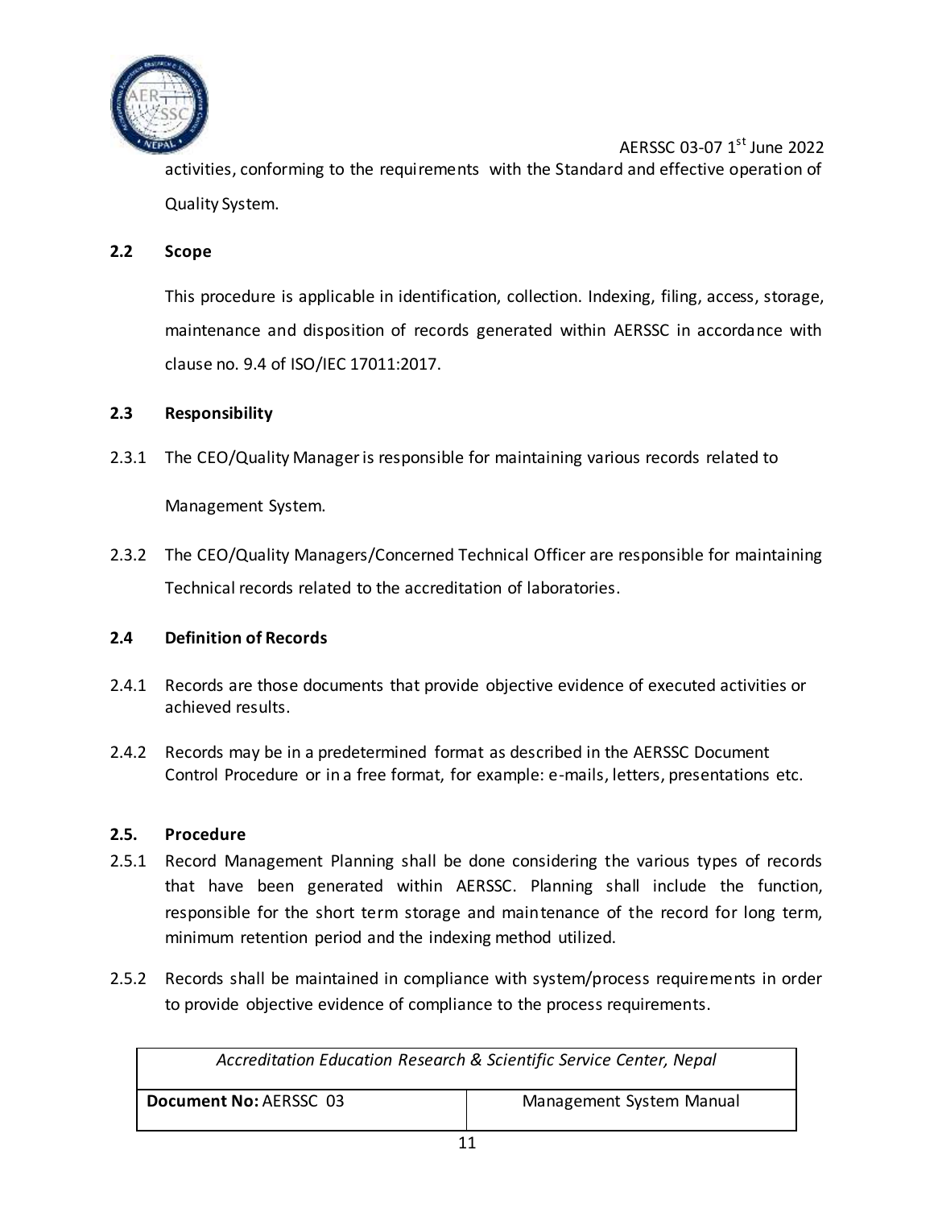activities, conforming to the requirements with the Standard and effective operation of Quality System.

### 2.2 Scope

This procedure is applicable in identification, collection. Indexing, filing, access, storage, maintenance and disposition of records generated within AERSSC in accordance with clause no. 9.4 of ISO/IEC 17011:2017.

### 2.3 Responsibility

2.3.1 The CEO/Quality Manager is responsible for maintaining various records related to Management System.

2.3.2 The CEO/Quality Managers/Concerned Technical Officer are responsible for maintaining Technical records related to the accreditation of laboratories.

### 2.4 Definition of Records

2.4.1 Records are those documents that provide objective evidence of executed activities or achieved results.

2.4.2 Records may be in a predetermined format as described in the AERSSC Document Control Procedure or in a free format, for example: e-mails, letters, presentations etc.

### 2.5. Procedure

2.5.1 Record Management Planning shall be done considering the various types of records that have been generated within AERSSC. Planning shall include the function, responsible for the short term storage and maintenance of the record for long term, minimum retention period and the indexing method utilized.

2.5.2 Records shall be maintained in compliance with system/process requirements in order to provide objective evidence of compliance to the process requirements.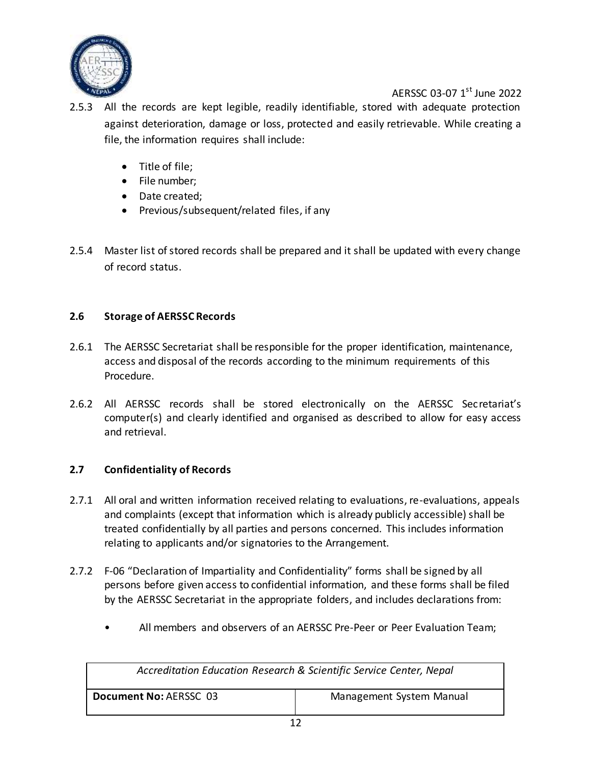2.5.3 All the records are kept legible, readily identifiable, stored with adequate protection against deterioration, damage or loss, protected and easily retrievable. While creating a file, the information requires shall include:

- Title of file;
- File number;
- Date created;
- Previous/subsequent/related files, if any

2.5.4 Master list of stored records shall be prepared and it shall be updated with every change of record status.

### 2.6 Storage of AERSSC Records

2.6.1 The AERSSC Secretariat shall be responsible for the proper identification, maintenance, access and disposal of the records according to the minimum requirements of this Procedure.

2.6.2 All AERSSC records shall be stored electronically on the AERSSC Secretariat's computer(s) and clearly identified and organised as described to allow for easy access and retrieval.

### 2.7 Confidentiality of Records

2.7.1 All oral and written information received relating to evaluations, re-evaluations, appeals and complaints (except that information which is already publicly accessible) shall be treated confidentially by all parties and persons concerned. This includes information relating to applicants and/or signatories to the Arrangement.

2.7.2 F-06 "Declaration of Impartiality and Confidentiality" forms shall be signed by all persons before given access to confidential information, and these forms shall be filed by the AERSSC Secretariat in the appropriate folders, and includes declarations from:

- All members and observers of an AERSSC Pre-Peer or Peer Evaluation Team;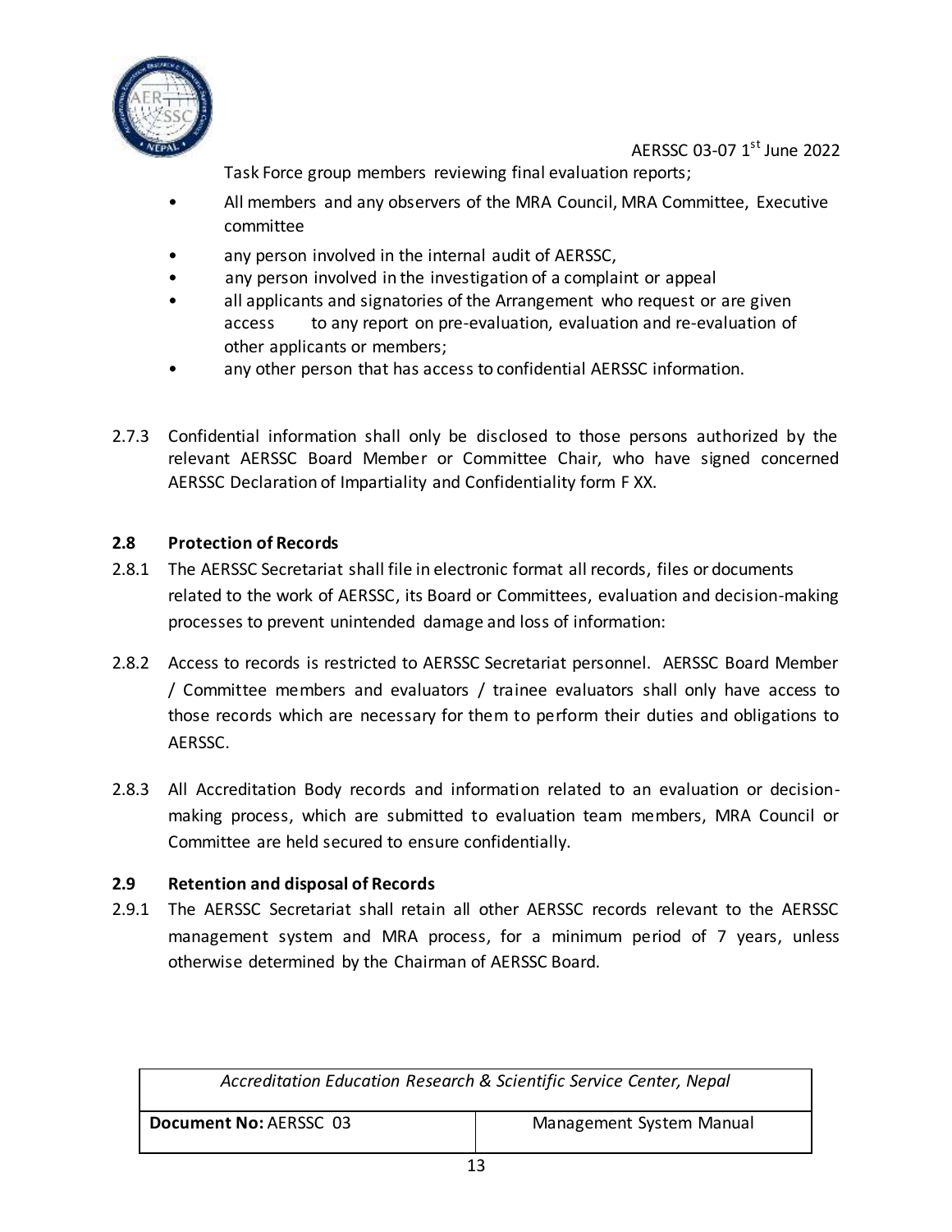Task Force group members reviewing final evaluation reports;

- All members and any observers of the MRA Council, MRA Committee, Executive committee
- any person involved in the internal audit of AERSSC,
- any person involved in the investigation of a complaint or appeal
- all applicants and signatories of the Arrangement who request or are given access to any report on pre-evaluation, evaluation and re-evaluation of other applicants or members;
- any other person that has access to confidential AERSSC information.

2.7.3 Confidential information shall only be disclosed to those persons authorized by the relevant AERSSC Board Member or Committee Chair, who have signed concerned AERSSC Declaration of Impartiality and Confidentiality form F XX.

## 2.8 Protection of Records

2.8.1 The AERSSC Secretariat shall file in electronic format all records, files or documents related to the work of AERSSC, its Board or Committees, evaluation and decision-making processes to prevent unintended damage and loss of information:

2.8.2 Access to records is restricted to AERSSC Secretariat personnel. AERSSC Board Member / Committee members and evaluators / trainee evaluators shall only have access to those records which are necessary for them to perform their duties and obligations to AERSSC.

2.8.3 All Accreditation Body records and information related to an evaluation or decision-making process, which are submitted to evaluation team members, MRA Council or Committee are held secured to ensure confidentially.

## 2.9 Retention and disposal of Records

2.9.1 The AERSSC Secretariat shall retain all other AERSSC records relevant to the AERSSC management system and MRA process, for a minimum period of 7 years, unless otherwise determined by the Chairman of AERSSC Board.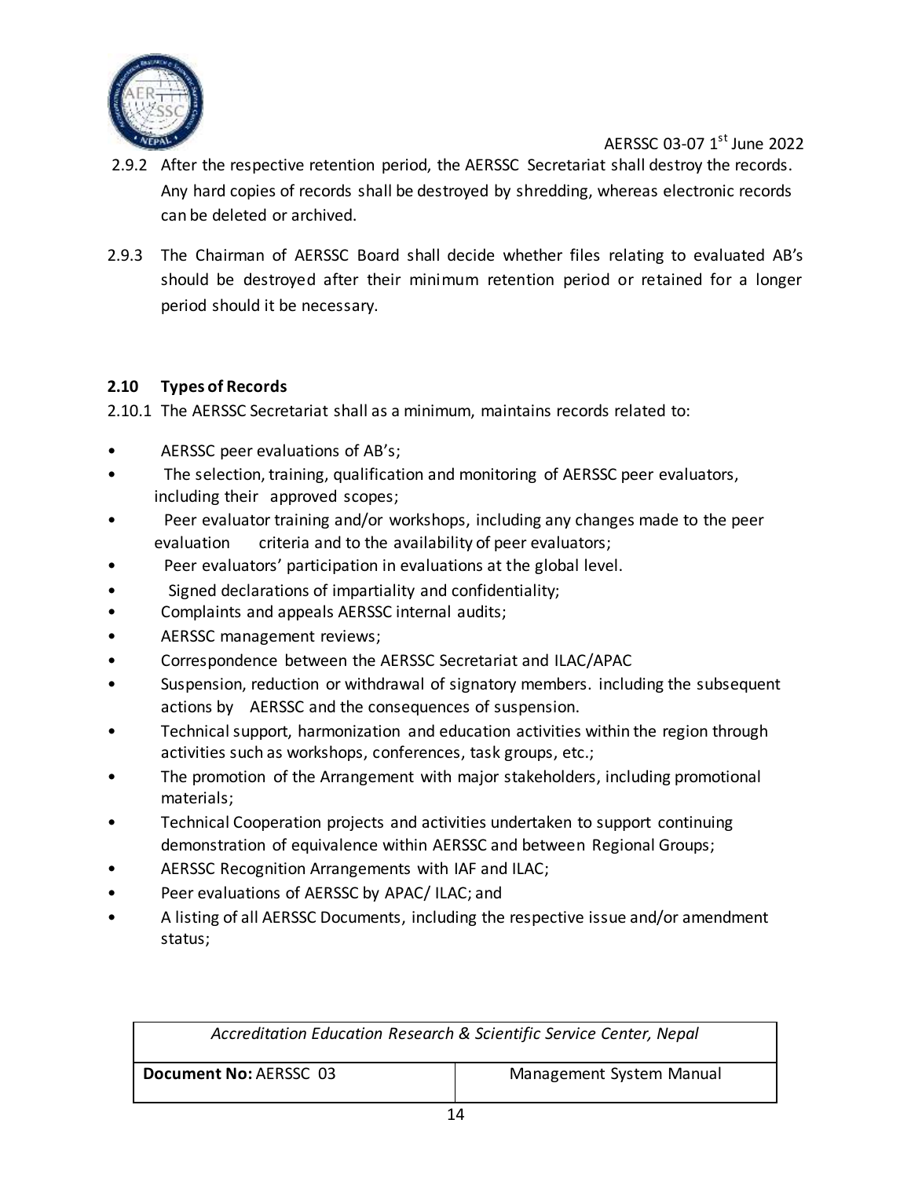2.9.2 After the respective retention period, the AERSSC Secretariat shall destroy the records. Any hard copies of records shall be destroyed by shredding, whereas electronic records can be deleted or archived.

2.9.3 The Chairman of AERSSC Board shall decide whether files relating to evaluated AB's should be destroyed after their minimum retention period or retained for a longer period should it be necessary.

### 2.10 Types of Records

2.10.1 The AERSSC Secretariat shall as a minimum, maintains records related to:

- AERSSC peer evaluations of AB's;
- The selection, training, qualification and monitoring of AERSSC peer evaluators, including their approved scopes;
- Peer evaluator training and/or workshops, including any changes made to the peer evaluation criteria and to the availability of peer evaluators;
- Peer evaluators' participation in evaluations at the global level.
- Signed declarations of impartiality and confidentiality;
- Complaints and appeals AERSSC internal audits;
- AERSSC management reviews;
- Correspondence between the AERSSC Secretariat and ILAC/APAC
- Suspension, reduction or withdrawal of signatory members. including the subsequent actions by AERSSC and the consequences of suspension.
- Technical support, harmonization and education activities within the region through activities such as workshops, conferences, task groups, etc.;
- The promotion of the Arrangement with major stakeholders, including promotional materials;
- Technical Cooperation projects and activities undertaken to support continuing demonstration of equivalence within AERSSC and between Regional Groups;
- AERSSC Recognition Arrangements with IAF and ILAC;
- Peer evaluations of AERSSC by APAC/ ILAC; and
- A listing of all AERSSC Documents, including the respective issue and/or amendment status;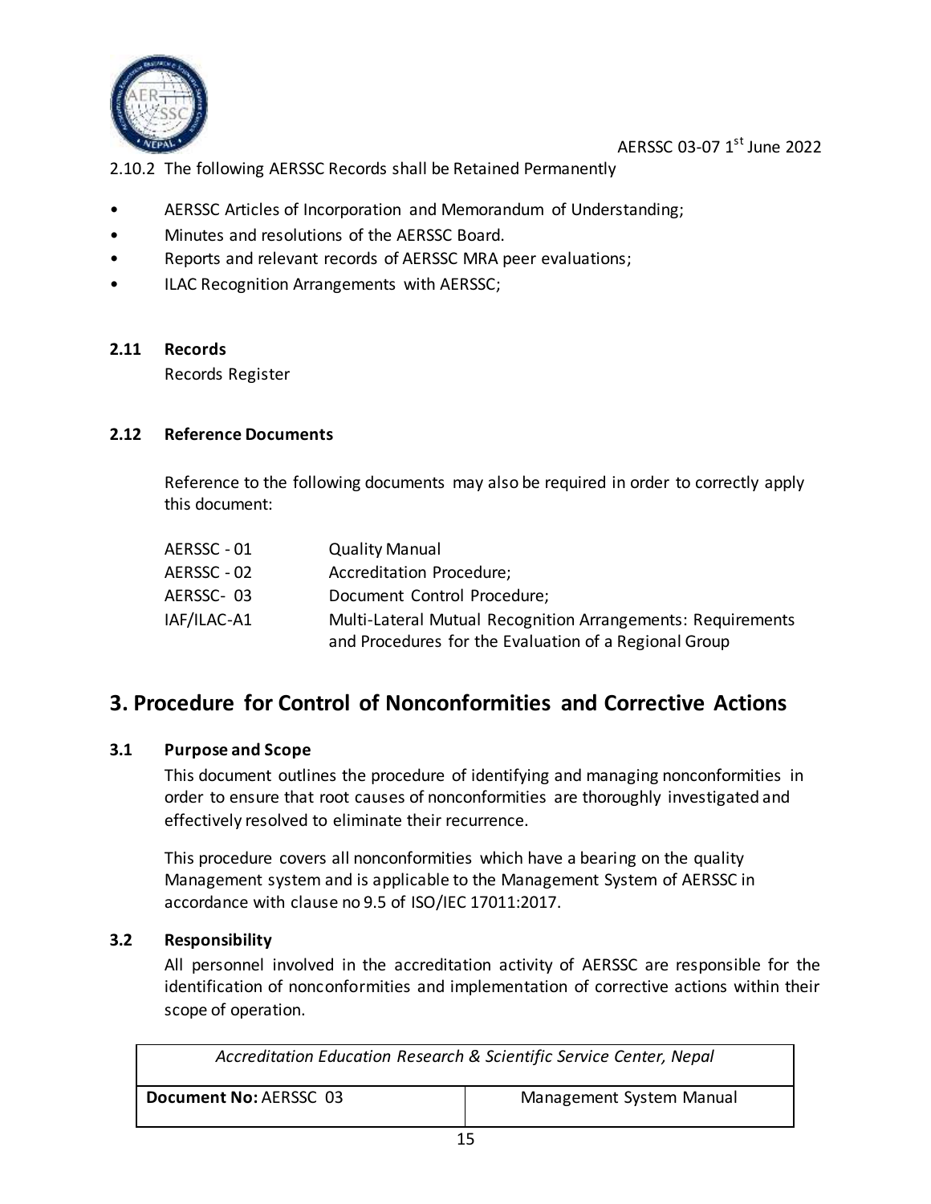2.10.2 The following AERSSC Records shall be Retained Permanently

- AERSSC Articles of Incorporation and Memorandum of Understanding;
- Minutes and resolutions of the AERSSC Board.
- Reports and relevant records of AERSSC MRA peer evaluations;
- ILAC Recognition Arrangements with AERSSC;

### 2.11 Records

Records Register

### 2.12 Reference Documents

Reference to the following documents may also be required in order to correctly apply this document:

| | |
|---|---|
| AERSSC - 01 | Quality Manual |
| AERSSC - 02 | Accreditation Procedure; |
| AERSSC- 03 | Document Control Procedure; |
| IAF/ILAC-A1 | Multi-Lateral Mutual Recognition Arrangements: Requirements and Procedures for the Evaluation of a Regional Group |

## 3. Procedure for Control of Nonconformities and Corrective Actions

### 3.1 Purpose and Scope

This document outlines the procedure of identifying and managing nonconformities in order to ensure that root causes of nonconformities are thoroughly investigated and effectively resolved to eliminate their recurrence.

This procedure covers all nonconformities which have a bearing on the quality Management system and is applicable to the Management System of AERSSC in accordance with clause no 9.5 of ISO/IEC 17011:2017.

### 3.2 Responsibility

All personnel involved in the accreditation activity of AERSSC are responsible for the identification of nonconformities and implementation of corrective actions within their scope of operation.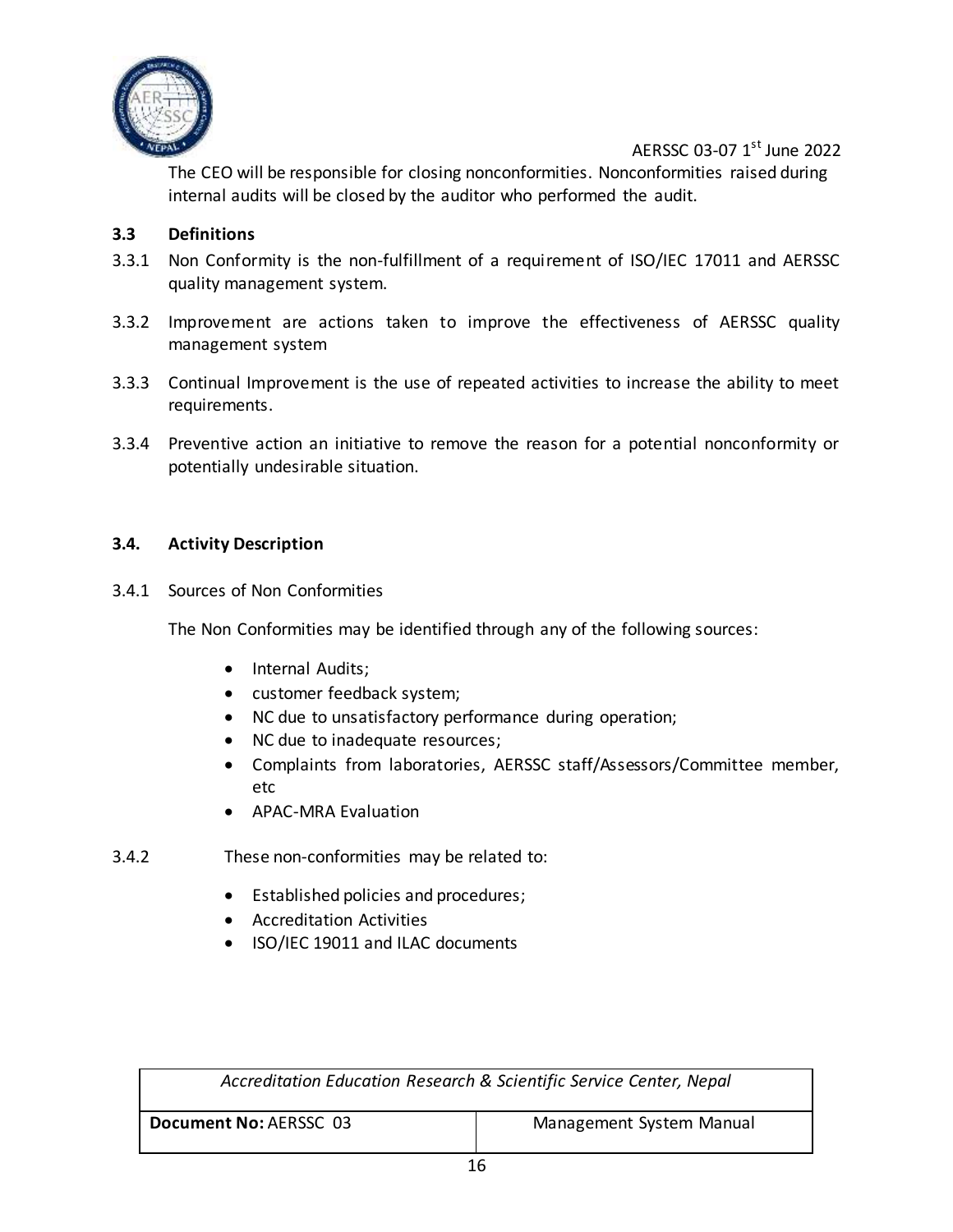The CEO will be responsible for closing nonconformities. Nonconformities raised during internal audits will be closed by the auditor who performed the audit.

### 3.3 Definitions

3.3.1 Non Conformity is the non-fulfillment of a requirement of ISO/IEC 17011 and AERSSC quality management system.

3.3.2 Improvement are actions taken to improve the effectiveness of AERSSC quality management system

3.3.3 Continual Improvement is the use of repeated activities to increase the ability to meet requirements.

3.3.4 Preventive action an initiative to remove the reason for a potential nonconformity or potentially undesirable situation.

### 3.4. Activity Description

3.4.1 Sources of Non Conformities

The Non Conformities may be identified through any of the following sources:

- Internal Audits;
- customer feedback system;
- NC due to unsatisfactory performance during operation;
- NC due to inadequate resources;
- Complaints from laboratories, AERSSC staff/Assessors/Committee member, etc
- APAC-MRA Evaluation

3.4.2 These non-conformities may be related to:

- Established policies and procedures;
- Accreditation Activities
- ISO/IEC 19011 and ILAC documents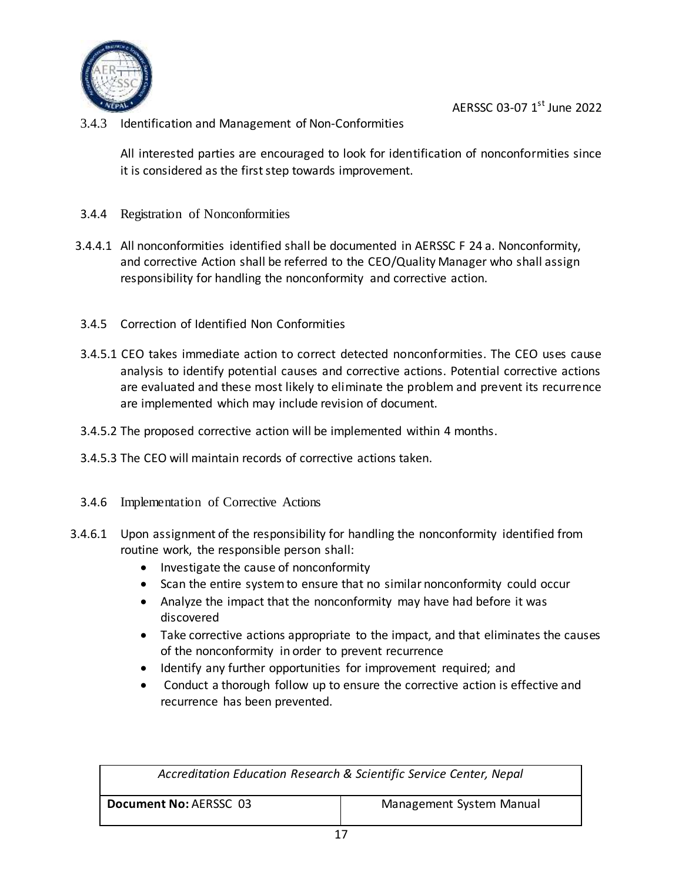### 3.4.3 Identification and Management of Non-Conformities

All interested parties are encouraged to look for identification of nonconformities since it is considered as the first step towards improvement.

### 3.4.4 Registration of Nonconformities

3.4.4.1 All nonconformities identified shall be documented in AERSSC F 24 a. Nonconformity, and corrective Action shall be referred to the CEO/Quality Manager who shall assign responsibility for handling the nonconformity and corrective action.

### 3.4.5 Correction of Identified Non Conformities

3.4.5.1 CEO takes immediate action to correct detected nonconformities. The CEO uses cause analysis to identify potential causes and corrective actions. Potential corrective actions are evaluated and these most likely to eliminate the problem and prevent its recurrence are implemented which may include revision of document.

3.4.5.2 The proposed corrective action will be implemented within 4 months.

3.4.5.3 The CEO will maintain records of corrective actions taken.

### 3.4.6 Implementation of Corrective Actions

3.4.6.1 Upon assignment of the responsibility for handling the nonconformity identified from routine work, the responsible person shall:

- Investigate the cause of nonconformity
- Scan the entire system to ensure that no similar nonconformity could occur
- Analyze the impact that the nonconformity may have had before it was discovered
- Take corrective actions appropriate to the impact, and that eliminates the causes of the nonconformity in order to prevent recurrence
- Identify any further opportunities for improvement required; and
- Conduct a thorough follow up to ensure the corrective action is effective and recurrence has been prevented.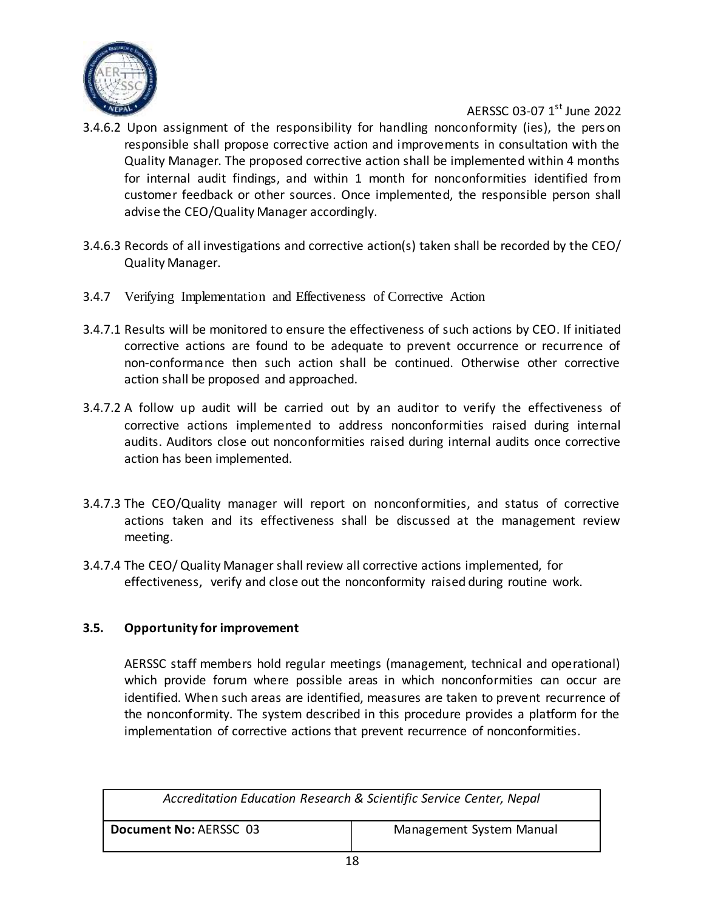3.4.6.2 Upon assignment of the responsibility for handling nonconformity (ies), the person responsible shall propose corrective action and improvements in consultation with the Quality Manager. The proposed corrective action shall be implemented within 4 months for internal audit findings, and within 1 month for nonconformities identified from customer feedback or other sources. Once implemented, the responsible person shall advise the CEO/Quality Manager accordingly.

3.4.6.3 Records of all investigations and corrective action(s) taken shall be recorded by the CEO/ Quality Manager.

3.4.7 Verifying Implementation and Effectiveness of Corrective Action

3.4.7.1 Results will be monitored to ensure the effectiveness of such actions by CEO. If initiated corrective actions are found to be adequate to prevent occurrence or recurrence of non-conformance then such action shall be continued. Otherwise other corrective action shall be proposed and approached.

3.4.7.2 A follow up audit will be carried out by an auditor to verify the effectiveness of corrective actions implemented to address nonconformities raised during internal audits. Auditors close out nonconformities raised during internal audits once corrective action has been implemented.

3.4.7.3 The CEO/Quality manager will report on nonconformities, and status of corrective actions taken and its effectiveness shall be discussed at the management review meeting.

3.4.7.4 The CEO/ Quality Manager shall review all corrective actions implemented, for effectiveness, verify and close out the nonconformity raised during routine work.

### 3.5. Opportunity for improvement

AERSSC staff members hold regular meetings (management, technical and operational) which provide forum where possible areas in which nonconformities can occur are identified. When such areas are identified, measures are taken to prevent recurrence of the nonconformity. The system described in this procedure provides a platform for the implementation of corrective actions that prevent recurrence of nonconformities.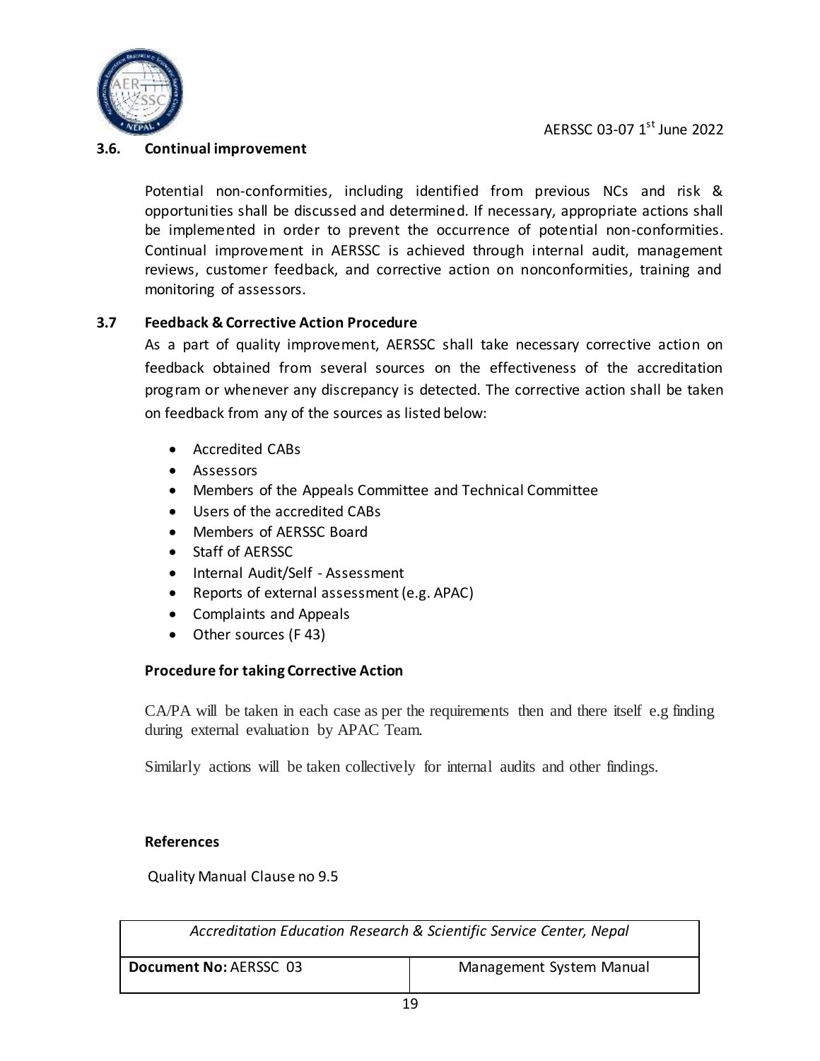### 3.6. Continual improvement

Potential non-conformities, including identified from previous NCs and risk & opportunities shall be discussed and determined. If necessary, appropriate actions shall be implemented in order to prevent the occurrence of potential non-conformities. Continual improvement in AERSSC is achieved through internal audit, management reviews, customer feedback, and corrective action on nonconformities, training and monitoring of assessors.

### 3.7 Feedback & Corrective Action Procedure

As a part of quality improvement, AERSSC shall take necessary corrective action on feedback obtained from several sources on the effectiveness of the accreditation program or whenever any discrepancy is detected. The corrective action shall be taken on feedback from any of the sources as listed below:

- Accredited CABs
- Assessors
- Members of the Appeals Committee and Technical Committee
- Users of the accredited CABs
- Members of AERSSC Board
- Staff of AERSSC
- Internal Audit/Self - Assessment
- Reports of external assessment (e.g. APAC)
- Complaints and Appeals
- Other sources (F 43)

**Procedure for taking Corrective Action**

CA/PA will be taken in each case as per the requirements then and there itself e.g finding during external evaluation by APAC Team.

Similarly actions will be taken collectively for internal audits and other findings.

**References**

Quality Manual Clause no 9.5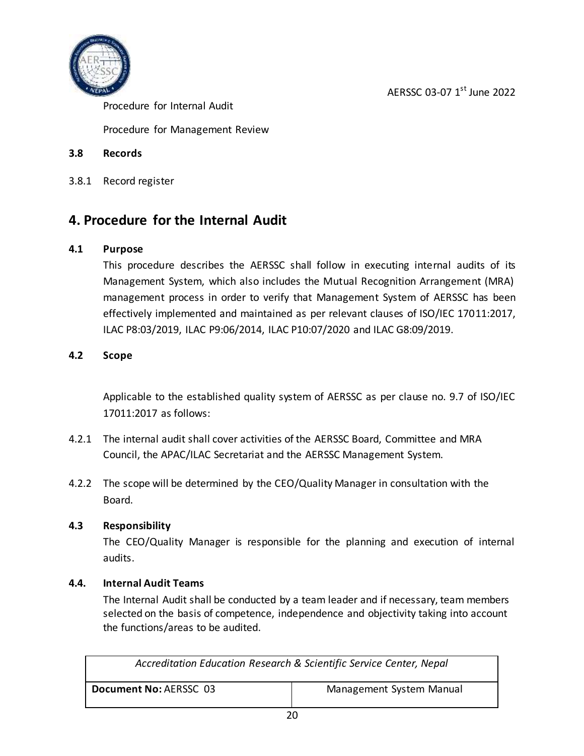Procedure for Internal Audit

Procedure for Management Review

**3.8 Records**

3.8.1 Record register

## 4. Procedure for the Internal Audit

**4.1 Purpose**

This procedure describes the AERSSC shall follow in executing internal audits of its Management System, which also includes the Mutual Recognition Arrangement (MRA) management process in order to verify that Management System of AERSSC has been effectively implemented and maintained as per relevant clauses of ISO/IEC 17011:2017, ILAC P8:03/2019, ILAC P9:06/2014, ILAC P10:07/2020 and ILAC G8:09/2019.

**4.2 Scope**

Applicable to the established quality system of AERSSC as per clause no. 9.7 of ISO/IEC 17011:2017 as follows:

4.2.1 The internal audit shall cover activities of the AERSSC Board, Committee and MRA Council, the APAC/ILAC Secretariat and the AERSSC Management System.

4.2.2 The scope will be determined by the CEO/Quality Manager in consultation with the Board.

**4.3 Responsibility**

The CEO/Quality Manager is responsible for the planning and execution of internal audits.

**4.4. Internal Audit Teams**

The Internal Audit shall be conducted by a team leader and if necessary, team members selected on the basis of competence, independence and objectivity taking into account the functions/areas to be audited.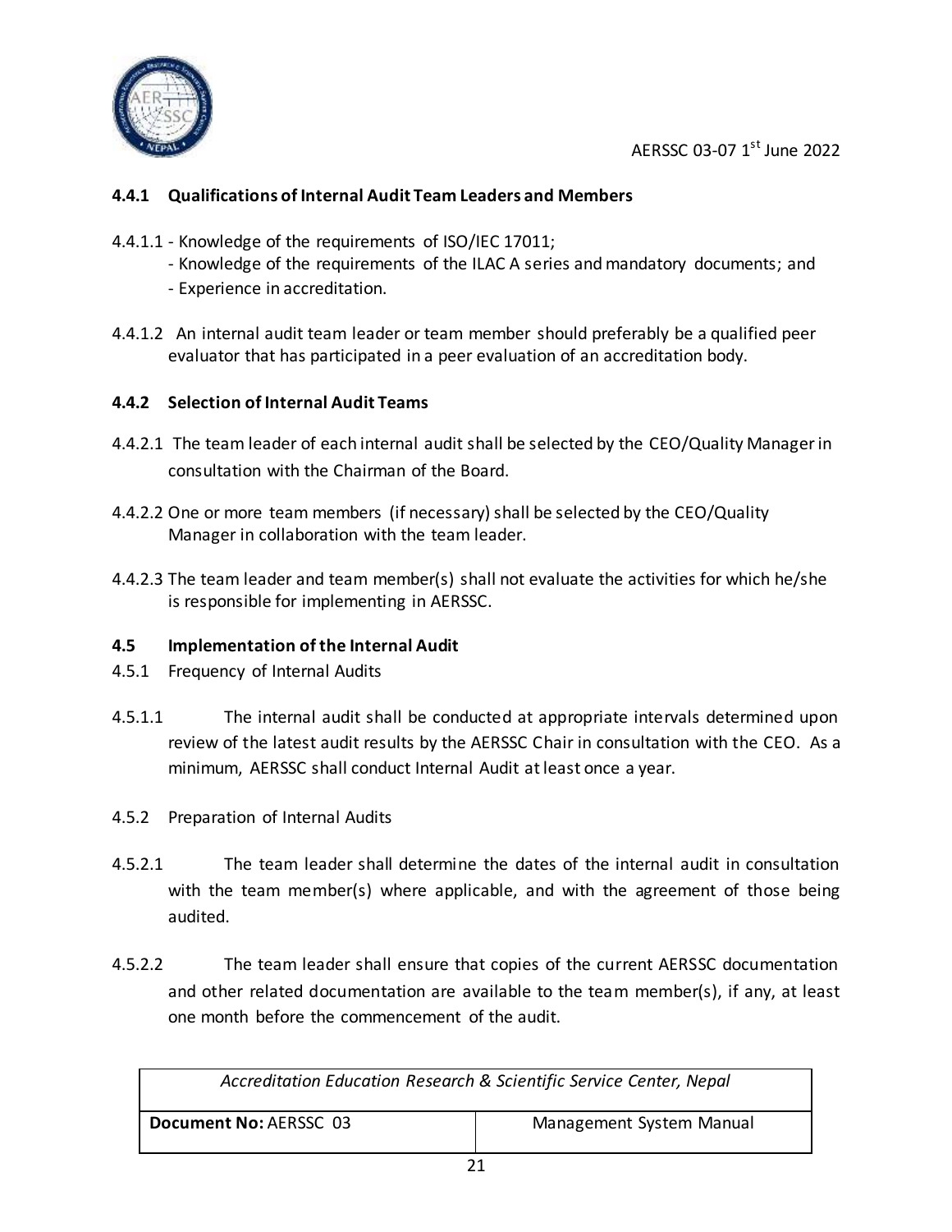### 4.4.1 Qualifications of Internal Audit Team Leaders and Members

4.4.1.1 - Knowledge of the requirements of ISO/IEC 17011;
- Knowledge of the requirements of the ILAC A series and mandatory documents; and
- Experience in accreditation.

4.4.1.2 An internal audit team leader or team member should preferably be a qualified peer evaluator that has participated in a peer evaluation of an accreditation body.

### 4.4.2 Selection of Internal Audit Teams

4.4.2.1 The team leader of each internal audit shall be selected by the CEO/Quality Manager in consultation with the Chairman of the Board.

4.4.2.2 One or more team members (if necessary) shall be selected by the CEO/Quality Manager in collaboration with the team leader.

4.4.2.3 The team leader and team member(s) shall not evaluate the activities for which he/she is responsible for implementing in AERSSC.

## 4.5 Implementation of the Internal Audit

4.5.1 Frequency of Internal Audits

4.5.1.1 The internal audit shall be conducted at appropriate intervals determined upon review of the latest audit results by the AERSSC Chair in consultation with the CEO. As a minimum, AERSSC shall conduct Internal Audit at least once a year.

4.5.2 Preparation of Internal Audits

4.5.2.1 The team leader shall determine the dates of the internal audit in consultation with the team member(s) where applicable, and with the agreement of those being audited.

4.5.2.2 The team leader shall ensure that copies of the current AERSSC documentation and other related documentation are available to the team member(s), if any, at least one month before the commencement of the audit.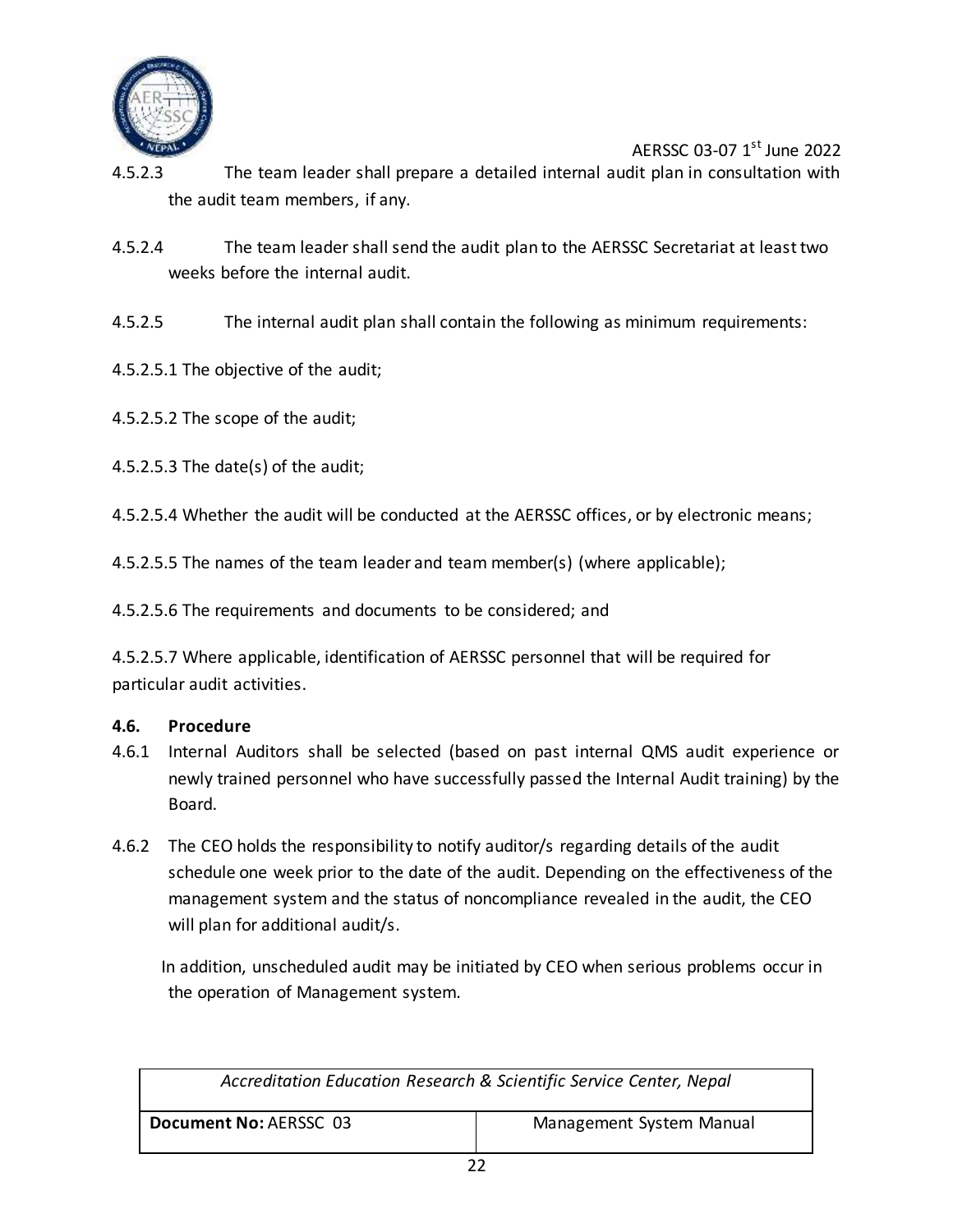4.5.2.3 The team leader shall prepare a detailed internal audit plan in consultation with the audit team members, if any.

4.5.2.4 The team leader shall send the audit plan to the AERSSC Secretariat at least two weeks before the internal audit.

4.5.2.5 The internal audit plan shall contain the following as minimum requirements:

4.5.2.5.1 The objective of the audit;

4.5.2.5.2 The scope of the audit;

4.5.2.5.3 The date(s) of the audit;

4.5.2.5.4 Whether the audit will be conducted at the AERSSC offices, or by electronic means;

4.5.2.5.5 The names of the team leader and team member(s) (where applicable);

4.5.2.5.6 The requirements and documents to be considered; and

4.5.2.5.7 Where applicable, identification of AERSSC personnel that will be required for particular audit activities.

### 4.6. Procedure

4.6.1 Internal Auditors shall be selected (based on past internal QMS audit experience or newly trained personnel who have successfully passed the Internal Audit training) by the Board.

4.6.2 The CEO holds the responsibility to notify auditor/s regarding details of the audit schedule one week prior to the date of the audit. Depending on the effectiveness of the management system and the status of noncompliance revealed in the audit, the CEO will plan for additional audit/s.

In addition, unscheduled audit may be initiated by CEO when serious problems occur in the operation of Management system.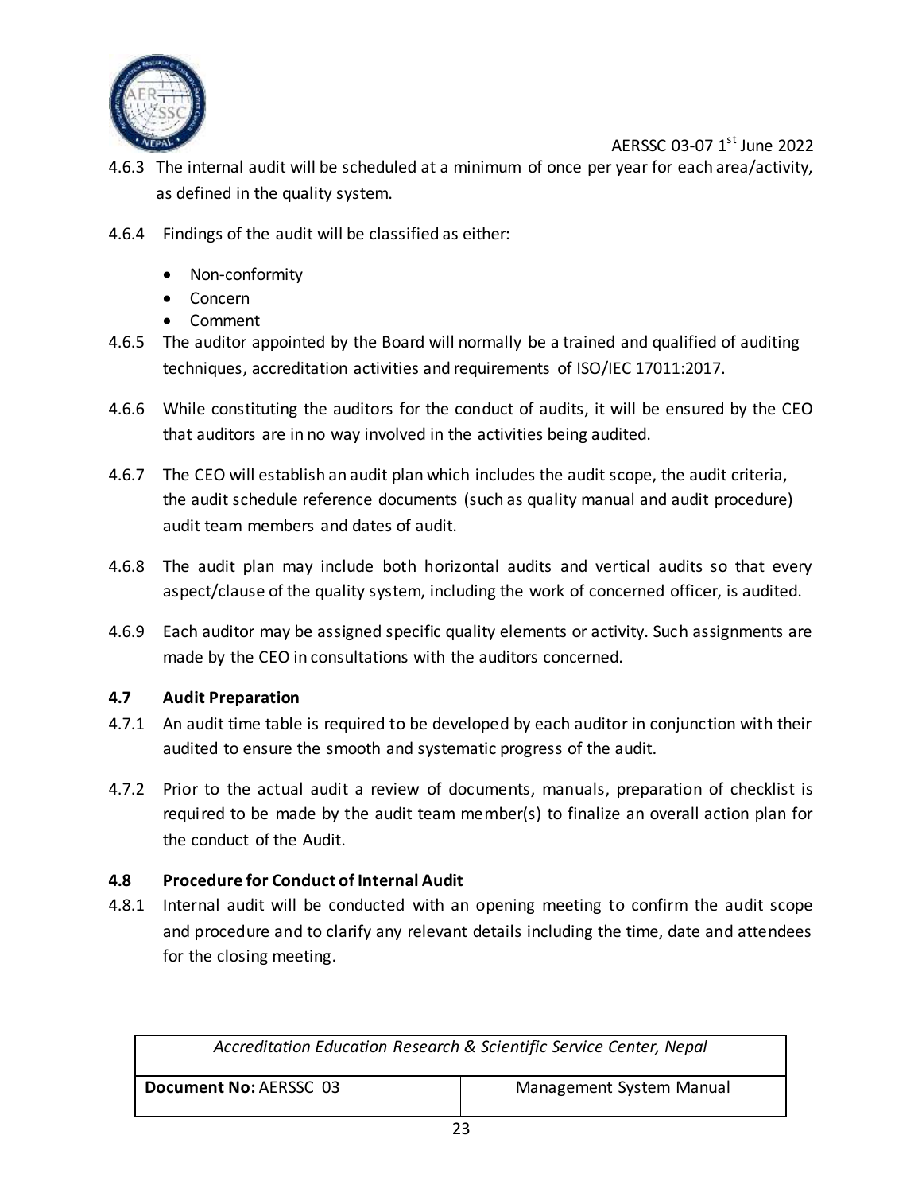4.6.3 The internal audit will be scheduled at a minimum of once per year for each area/activity, as defined in the quality system.

4.6.4 Findings of the audit will be classified as either:

- Non-conformity
- Concern
- Comment

4.6.5 The auditor appointed by the Board will normally be a trained and qualified of auditing techniques, accreditation activities and requirements of ISO/IEC 17011:2017.

4.6.6 While constituting the auditors for the conduct of audits, it will be ensured by the CEO that auditors are in no way involved in the activities being audited.

4.6.7 The CEO will establish an audit plan which includes the audit scope, the audit criteria, the audit schedule reference documents (such as quality manual and audit procedure) audit team members and dates of audit.

4.6.8 The audit plan may include both horizontal audits and vertical audits so that every aspect/clause of the quality system, including the work of concerned officer, is audited.

4.6.9 Each auditor may be assigned specific quality elements or activity. Such assignments are made by the CEO in consultations with the auditors concerned.

### 4.7 Audit Preparation

4.7.1 An audit time table is required to be developed by each auditor in conjunction with their audited to ensure the smooth and systematic progress of the audit.

4.7.2 Prior to the actual audit a review of documents, manuals, preparation of checklist is required to be made by the audit team member(s) to finalize an overall action plan for the conduct of the Audit.

### 4.8 Procedure for Conduct of Internal Audit

4.8.1 Internal audit will be conducted with an opening meeting to confirm the audit scope and procedure and to clarify any relevant details including the time, date and attendees for the closing meeting.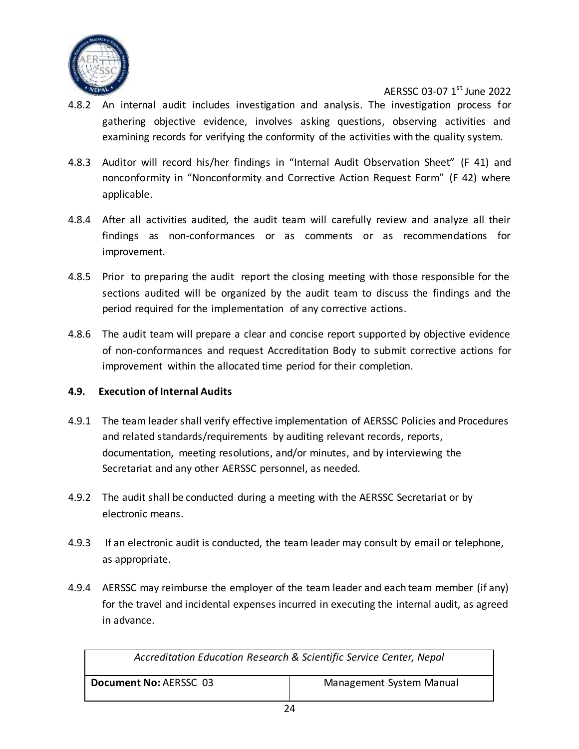4.8.2 An internal audit includes investigation and analysis. The investigation process for gathering objective evidence, involves asking questions, observing activities and examining records for verifying the conformity of the activities with the quality system.

4.8.3 Auditor will record his/her findings in "Internal Audit Observation Sheet" (F 41) and nonconformity in "Nonconformity and Corrective Action Request Form" (F 42) where applicable.

4.8.4 After all activities audited, the audit team will carefully review and analyze all their findings as non-conformances or as comments or as recommendations for improvement.

4.8.5 Prior to preparing the audit report the closing meeting with those responsible for the sections audited will be organized by the audit team to discuss the findings and the period required for the implementation of any corrective actions.

4.8.6 The audit team will prepare a clear and concise report supported by objective evidence of non-conformances and request Accreditation Body to submit corrective actions for improvement within the allocated time period for their completion.

### 4.9. Execution of Internal Audits

4.9.1 The team leader shall verify effective implementation of AERSSC Policies and Procedures and related standards/requirements by auditing relevant records, reports, documentation, meeting resolutions, and/or minutes, and by interviewing the Secretariat and any other AERSSC personnel, as needed.

4.9.2 The audit shall be conducted during a meeting with the AERSSC Secretariat or by electronic means.

4.9.3 If an electronic audit is conducted, the team leader may consult by email or telephone, as appropriate.

4.9.4 AERSSC may reimburse the employer of the team leader and each team member (if any) for the travel and incidental expenses incurred in executing the internal audit, as agreed in advance.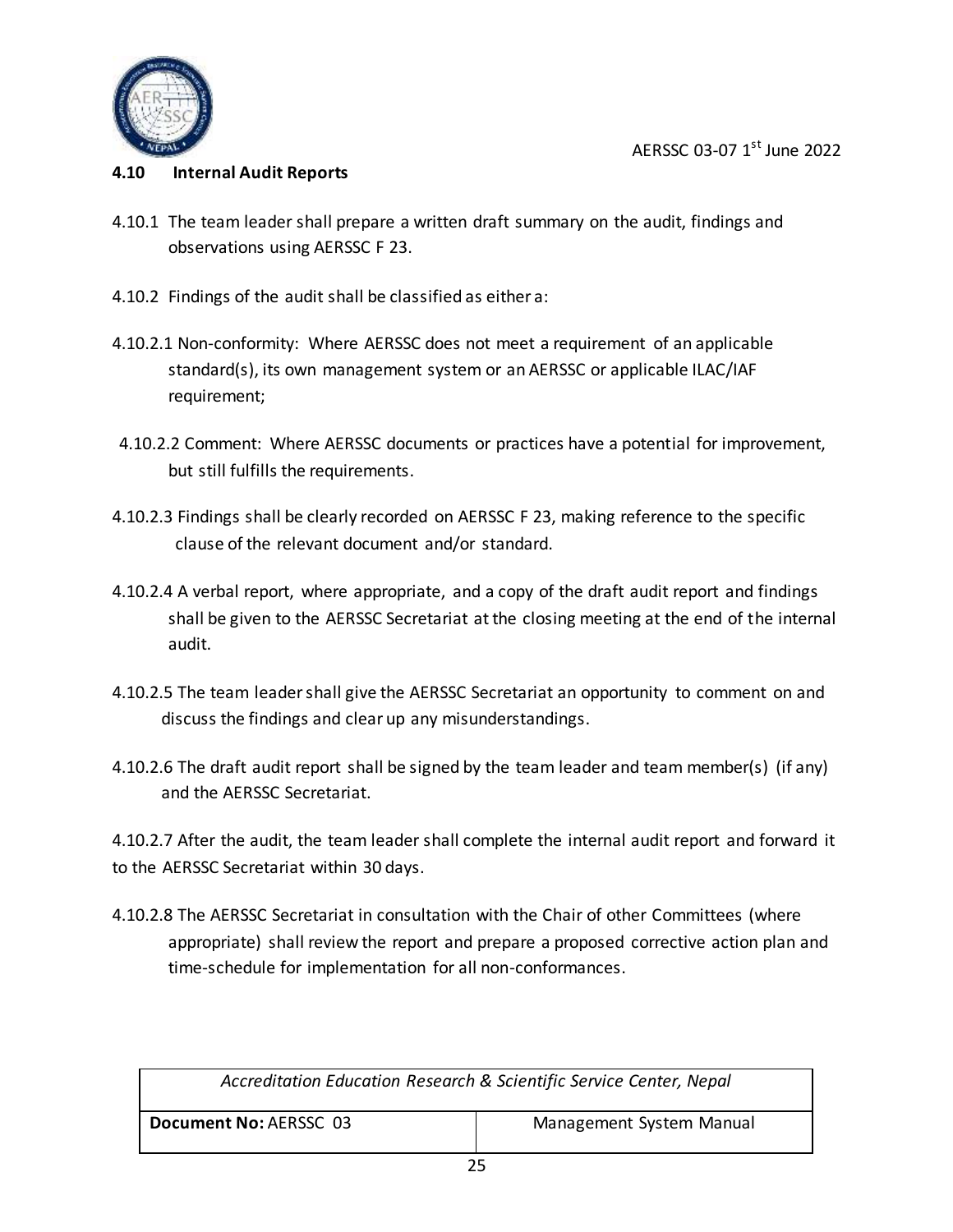## 4.10 Internal Audit Reports

4.10.1 The team leader shall prepare a written draft summary on the audit, findings and observations using AERSSC F 23.

4.10.2 Findings of the audit shall be classified as either a:

4.10.2.1 Non-conformity: Where AERSSC does not meet a requirement of an applicable standard(s), its own management system or an AERSSC or applicable ILAC/IAF requirement;

4.10.2.2 Comment: Where AERSSC documents or practices have a potential for improvement, but still fulfills the requirements.

4.10.2.3 Findings shall be clearly recorded on AERSSC F 23, making reference to the specific clause of the relevant document and/or standard.

4.10.2.4 A verbal report, where appropriate, and a copy of the draft audit report and findings shall be given to the AERSSC Secretariat at the closing meeting at the end of the internal audit.

4.10.2.5 The team leader shall give the AERSSC Secretariat an opportunity to comment on and discuss the findings and clear up any misunderstandings.

4.10.2.6 The draft audit report shall be signed by the team leader and team member(s) (if any) and the AERSSC Secretariat.

4.10.2.7 After the audit, the team leader shall complete the internal audit report and forward it to the AERSSC Secretariat within 30 days.

4.10.2.8 The AERSSC Secretariat in consultation with the Chair of other Committees (where appropriate) shall review the report and prepare a proposed corrective action plan and time-schedule for implementation for all non-conformances.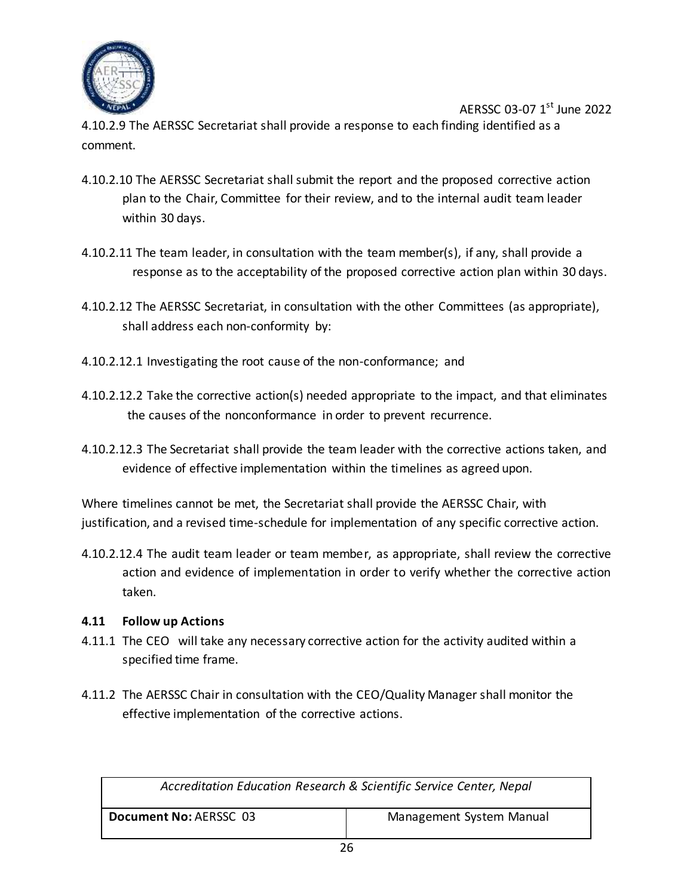4.10.2.9 The AERSSC Secretariat shall provide a response to each finding identified as a comment.

4.10.2.10 The AERSSC Secretariat shall submit the report and the proposed corrective action plan to the Chair, Committee for their review, and to the internal audit team leader within 30 days.

4.10.2.11 The team leader, in consultation with the team member(s), if any, shall provide a response as to the acceptability of the proposed corrective action plan within 30 days.

4.10.2.12 The AERSSC Secretariat, in consultation with the other Committees (as appropriate), shall address each non-conformity by:

4.10.2.12.1 Investigating the root cause of the non-conformance; and

4.10.2.12.2 Take the corrective action(s) needed appropriate to the impact, and that eliminates the causes of the nonconformance in order to prevent recurrence.

4.10.2.12.3 The Secretariat shall provide the team leader with the corrective actions taken, and evidence of effective implementation within the timelines as agreed upon.

Where timelines cannot be met, the Secretariat shall provide the AERSSC Chair, with justification, and a revised time-schedule for implementation of any specific corrective action.

4.10.2.12.4 The audit team leader or team member, as appropriate, shall review the corrective action and evidence of implementation in order to verify whether the corrective action taken.

### 4.11 Follow up Actions

4.11.1 The CEO will take any necessary corrective action for the activity audited within a specified time frame.

4.11.2 The AERSSC Chair in consultation with the CEO/Quality Manager shall monitor the effective implementation of the corrective actions.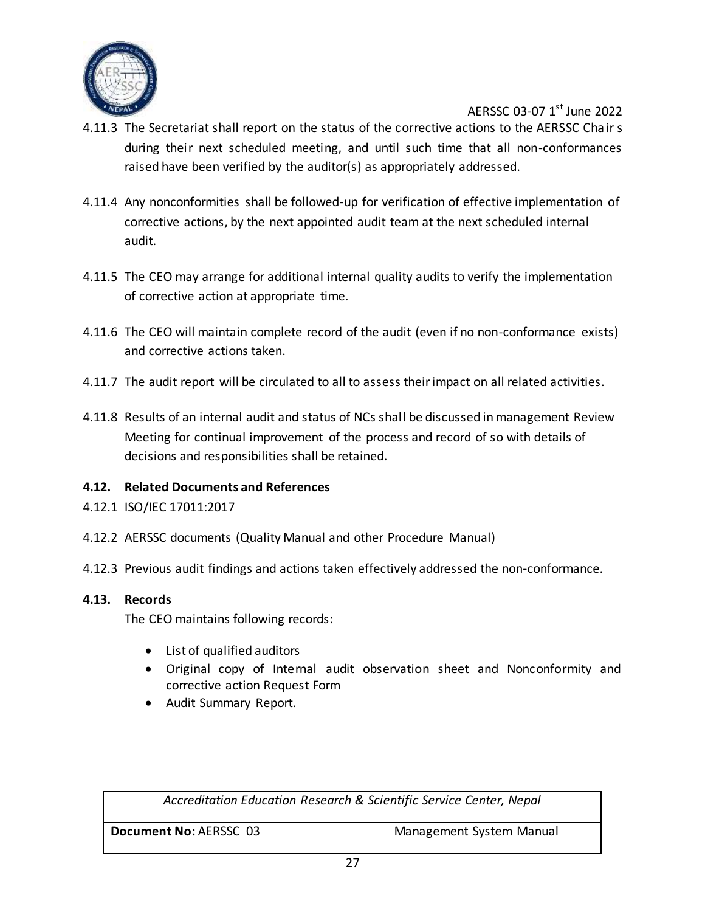4.11.3 The Secretariat shall report on the status of the corrective actions to the AERSSC Chairs during their next scheduled meeting, and until such time that all non-conformances raised have been verified by the auditor(s) as appropriately addressed.

4.11.4 Any nonconformities shall be followed-up for verification of effective implementation of corrective actions, by the next appointed audit team at the next scheduled internal audit.

4.11.5 The CEO may arrange for additional internal quality audits to verify the implementation of corrective action at appropriate time.

4.11.6 The CEO will maintain complete record of the audit (even if no non-conformance exists) and corrective actions taken.

4.11.7 The audit report will be circulated to all to assess their impact on all related activities.

4.11.8 Results of an internal audit and status of NCs shall be discussed in management Review Meeting for continual improvement of the process and record of so with details of decisions and responsibilities shall be retained.

### 4.12. Related Documents and References

4.12.1 ISO/IEC 17011:2017

4.12.2 AERSSC documents (Quality Manual and other Procedure Manual)

4.12.3 Previous audit findings and actions taken effectively addressed the non-conformance.

### 4.13. Records

The CEO maintains following records:

- List of qualified auditors
- Original copy of Internal audit observation sheet and Nonconformity and corrective action Request Form
- Audit Summary Report.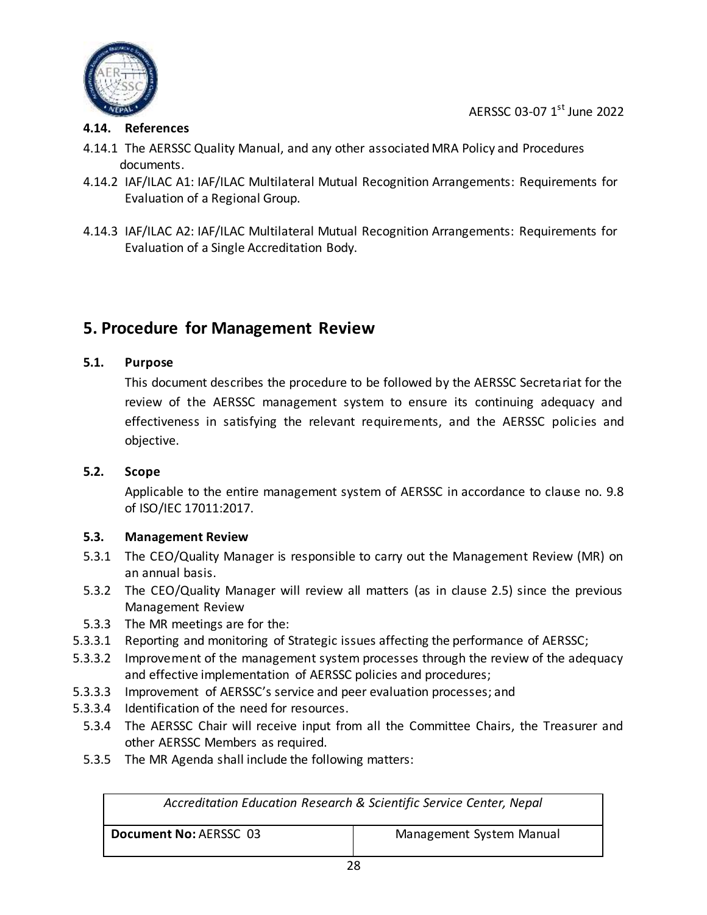### 4.14. References

4.14.1 The AERSSC Quality Manual, and any other associated MRA Policy and Procedures documents.

4.14.2 IAF/ILAC A1: IAF/ILAC Multilateral Mutual Recognition Arrangements: Requirements for Evaluation of a Regional Group.

4.14.3 IAF/ILAC A2: IAF/ILAC Multilateral Mutual Recognition Arrangements: Requirements for Evaluation of a Single Accreditation Body.

## 5. Procedure for Management Review

### 5.1. Purpose

This document describes the procedure to be followed by the AERSSC Secretariat for the review of the AERSSC management system to ensure its continuing adequacy and effectiveness in satisfying the relevant requirements, and the AERSSC policies and objective.

### 5.2. Scope

Applicable to the entire management system of AERSSC in accordance to clause no. 9.8 of ISO/IEC 17011:2017.

### 5.3. Management Review

5.3.1 The CEO/Quality Manager is responsible to carry out the Management Review (MR) on an annual basis.

5.3.2 The CEO/Quality Manager will review all matters (as in clause 2.5) since the previous Management Review

5.3.3 The MR meetings are for the:

5.3.3.1 Reporting and monitoring of Strategic issues affecting the performance of AERSSC;

5.3.3.2 Improvement of the management system processes through the review of the adequacy and effective implementation of AERSSC policies and procedures;

5.3.3.3 Improvement of AERSSC's service and peer evaluation processes; and

5.3.3.4 Identification of the need for resources.

5.3.4 The AERSSC Chair will receive input from all the Committee Chairs, the Treasurer and other AERSSC Members as required.

5.3.5 The MR Agenda shall include the following matters: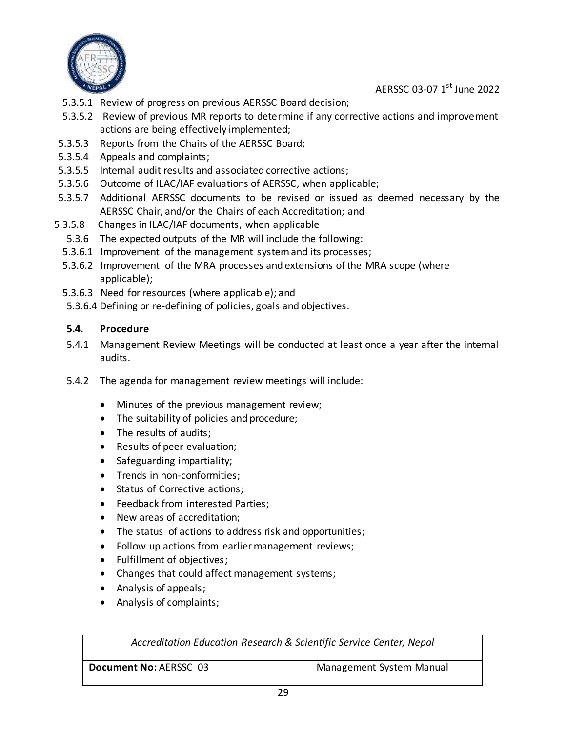5.3.5.1 Review of progress on previous AERSSC Board decision;

5.3.5.2 Review of previous MR reports to determine if any corrective actions and improvement actions are being effectively implemented;

5.3.5.3 Reports from the Chairs of the AERSSC Board;

5.3.5.4 Appeals and complaints;

5.3.5.5 Internal audit results and associated corrective actions;

5.3.5.6 Outcome of ILAC/IAF evaluations of AERSSC, when applicable;

5.3.5.7 Additional AERSSC documents to be revised or issued as deemed necessary by the AERSSC Chair, and/or the Chairs of each Accreditation; and

5.3.5.8 Changes in ILAC/IAF documents, when applicable

5.3.6 The expected outputs of the MR will include the following:

5.3.6.1 Improvement of the management system and its processes;

5.3.6.2 Improvement of the MRA processes and extensions of the MRA scope (where applicable);

5.3.6.3 Need for resources (where applicable); and

5.3.6.4 Defining or re-defining of policies, goals and objectives.

## 5.4. Procedure

5.4.1 Management Review Meetings will be conducted at least once a year after the internal audits.

5.4.2 The agenda for management review meetings will include:

- Minutes of the previous management review;
- The suitability of policies and procedure;
- The results of audits;
- Results of peer evaluation;
- Safeguarding impartiality;
- Trends in non-conformities;
- Status of Corrective actions;
- Feedback from interested Parties;
- New areas of accreditation;
- The status of actions to address risk and opportunities;
- Follow up actions from earlier management reviews;
- Fulfillment of objectives;
- Changes that could affect management systems;
- Analysis of appeals;
- Analysis of complaints;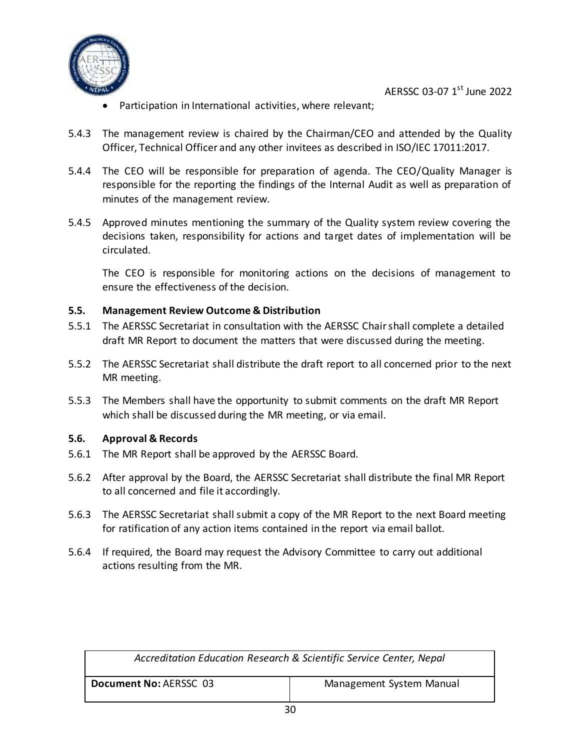- Participation in International activities, where relevant;

5.4.3 The management review is chaired by the Chairman/CEO and attended by the Quality Officer, Technical Officer and any other invitees as described in ISO/IEC 17011:2017.

5.4.4 The CEO will be responsible for preparation of agenda. The CEO/Quality Manager is responsible for the reporting the findings of the Internal Audit as well as preparation of minutes of the management review.

5.4.5 Approved minutes mentioning the summary of the Quality system review covering the decisions taken, responsibility for actions and target dates of implementation will be circulated.

The CEO is responsible for monitoring actions on the decisions of management to ensure the effectiveness of the decision.

### 5.5. Management Review Outcome & Distribution

5.5.1 The AERSSC Secretariat in consultation with the AERSSC Chair shall complete a detailed draft MR Report to document the matters that were discussed during the meeting.

5.5.2 The AERSSC Secretariat shall distribute the draft report to all concerned prior to the next MR meeting.

5.5.3 The Members shall have the opportunity to submit comments on the draft MR Report which shall be discussed during the MR meeting, or via email.

### 5.6. Approval & Records

5.6.1 The MR Report shall be approved by the AERSSC Board.

5.6.2 After approval by the Board, the AERSSC Secretariat shall distribute the final MR Report to all concerned and file it accordingly.

5.6.3 The AERSSC Secretariat shall submit a copy of the MR Report to the next Board meeting for ratification of any action items contained in the report via email ballot.

5.6.4 If required, the Board may request the Advisory Committee to carry out additional actions resulting from the MR.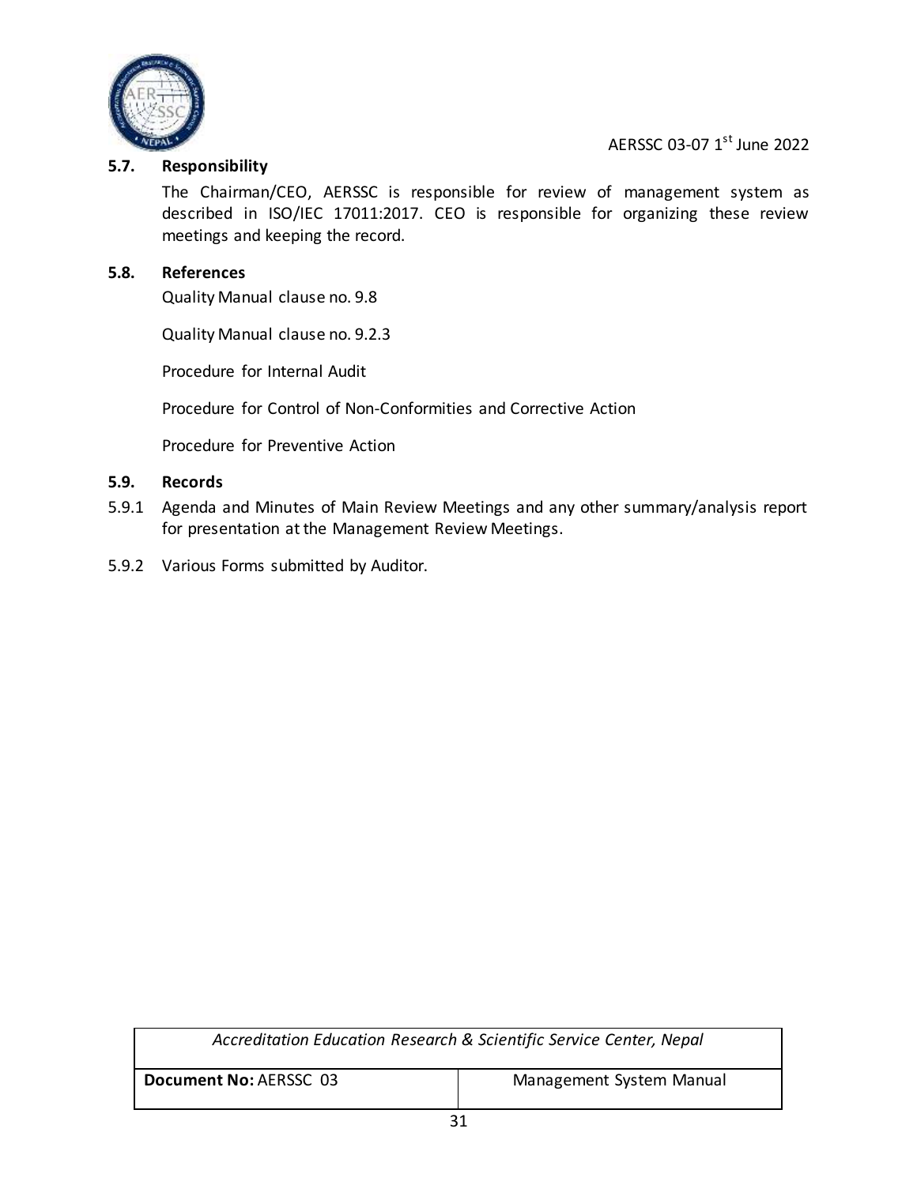### 5.7. Responsibility

The Chairman/CEO, AERSSC is responsible for review of management system as described in ISO/IEC 17011:2017. CEO is responsible for organizing these review meetings and keeping the record.

### 5.8. References

Quality Manual clause no. 9.8

Quality Manual clause no. 9.2.3

Procedure for Internal Audit

Procedure for Control of Non-Conformities and Corrective Action

Procedure for Preventive Action

### 5.9. Records

5.9.1 Agenda and Minutes of Main Review Meetings and any other summary/analysis report for presentation at the Management Review Meetings.

5.9.2 Various Forms submitted by Auditor.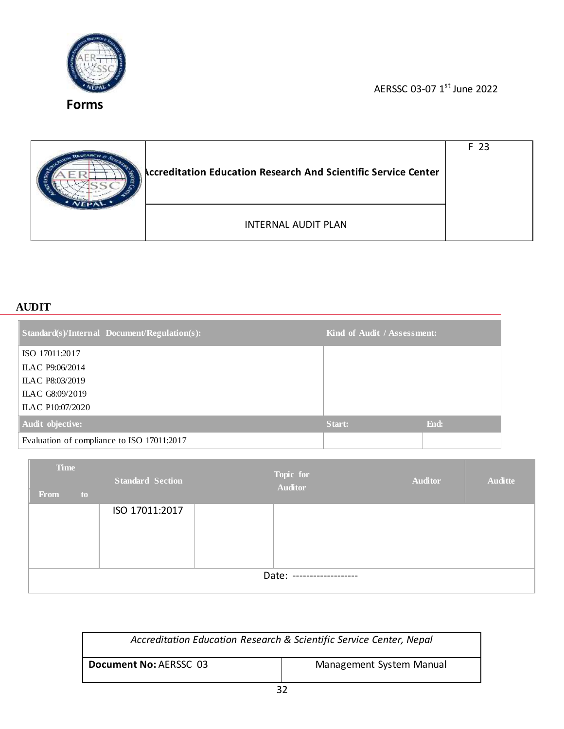Forms

AERSSC 03-07 1st June 2022

| | Accreditation Education Research And Scientific Service Center | F 23 |
|---|---|---|
| | INTERNAL AUDIT PLAN | |

**AUDIT**

| Standard(s)/Internal Document/Regulation(s): | Kind of Audit / Assessment: | |
|---|---|---|
| ISO 17011:2017<br>ILAC P9:06/2014<br>ILAC P8:03/2019<br>ILAC G8:09/2019<br>ILAC P10:07/2020 | | |
| **Audit objective:** | **Start:** | **End:** |
| Evaluation of compliance to ISO 17011:2017 | | |

| Time From to | Standard Section | Topic for Auditor | Auditor | Auditte |
|---|---|---|---|---|
| | ISO 17011:2017 | | | |
| | | Date: ------------------- | | |

| *Accreditation Education Research & Scientific Service Center, Nepal* | |
|---|---|
| **Document No:** AERSSC 03 | Management System Manual |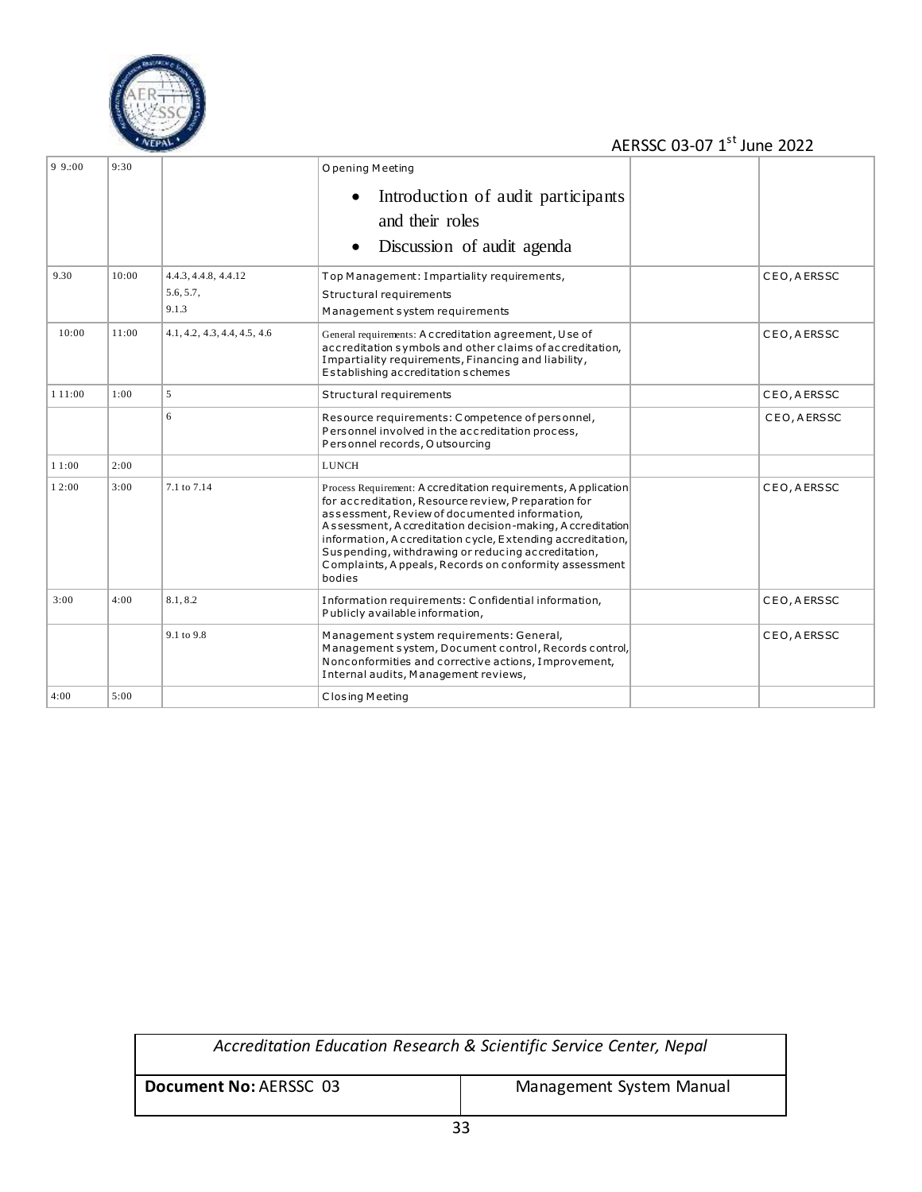| 9 9.:00 | 9:30 | | Opening Meeting<br>• Introduction of audit participants and their roles<br>• Discussion of audit agenda | | |
|---|---|---|---|---|---|
| 9.30 | 10:00 | 4.4.3, 4.4.8, 4.4.12<br>5.6, 5.7,<br>9.1.3 | Top Management: Impartiality requirements,<br>Structural requirements<br>Management system requirements | | CEO, AERSSC |
| 10:00 | 11:00 | 4.1, 4.2, 4.3, 4.4, 4.5, 4.6 | General requirements: Accreditation agreement, Use of accreditation symbols and other claims of accreditation, Impartiality requirements, Financing and liability, Establishing accreditation schemes | | CEO, AERSSC |
| 1 11:00 | 1:00 | 5 | Structural requirements | | CEO, AERSSC |
| | | 6 | Resource requirements: Competence of personnel, Personnel involved in the accreditation process, Personnel records, Outsourcing | | CEO, AERSSC |
| 1 1:00 | 2:00 | | LUNCH | | |
| 1 2:00 | 3:00 | 7.1 to 7.14 | Process Requirement: Accreditation requirements, Application for accreditation, Resource review, Preparation for assessment, Review of documented information, Assessment, Accreditation decision-making, Accreditation information, Accreditation cycle, Extending accreditation, Suspending, withdrawing or reducing accreditation, Complaints, Appeals, Records on conformity assessment bodies | | CEO, AERSSC |
| 3:00 | 4:00 | 8.1, 8.2 | Information requirements: Confidential information, Publicly available information, | | CEO, AERSSC |
| | | 9.1 to 9.8 | Management system requirements: General, Management system, Document control, Records control, Nonconformities and corrective actions, Improvement, Internal audits, Management reviews, | | CEO, AERSSC |
| 4:00 | 5:00 | | Closing Meeting | | |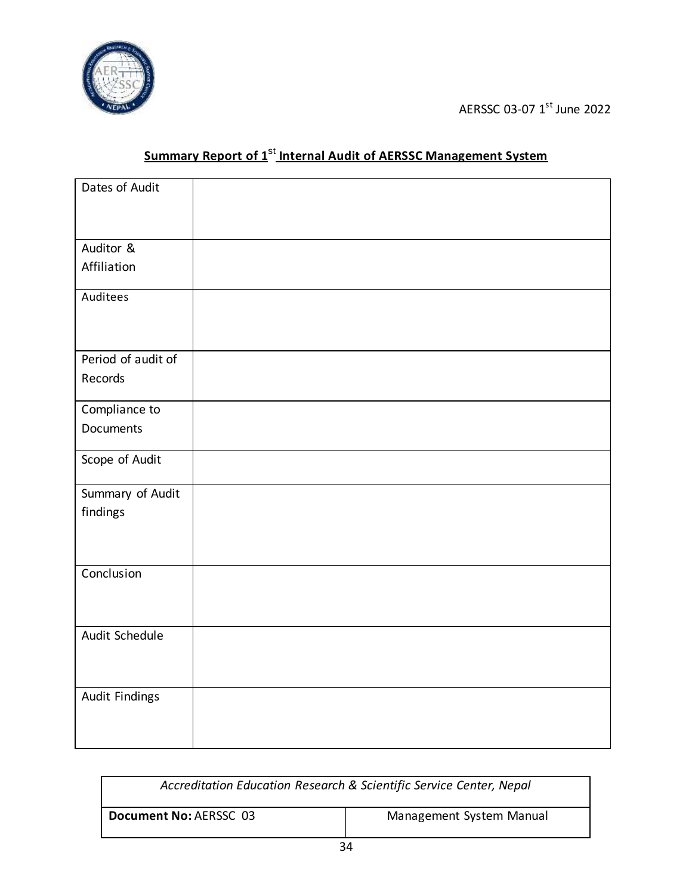AERSSC 03-07 1st June 2022

## Summary Report of 1st Internal Audit of AERSSC Management System

| Dates of Audit | |
|---|---|
| Auditor & Affiliation | |
| Auditees | |
| Period of audit of Records | |
| Compliance to Documents | |
| Scope of Audit | |
| Summary of Audit findings | |
| Conclusion | |
| Audit Schedule | |
| Audit Findings | |

| *Accreditation Education Research & Scientific Service Center, Nepal* | |
|---|---|
| **Document No:** AERSSC 03 | Management System Manual |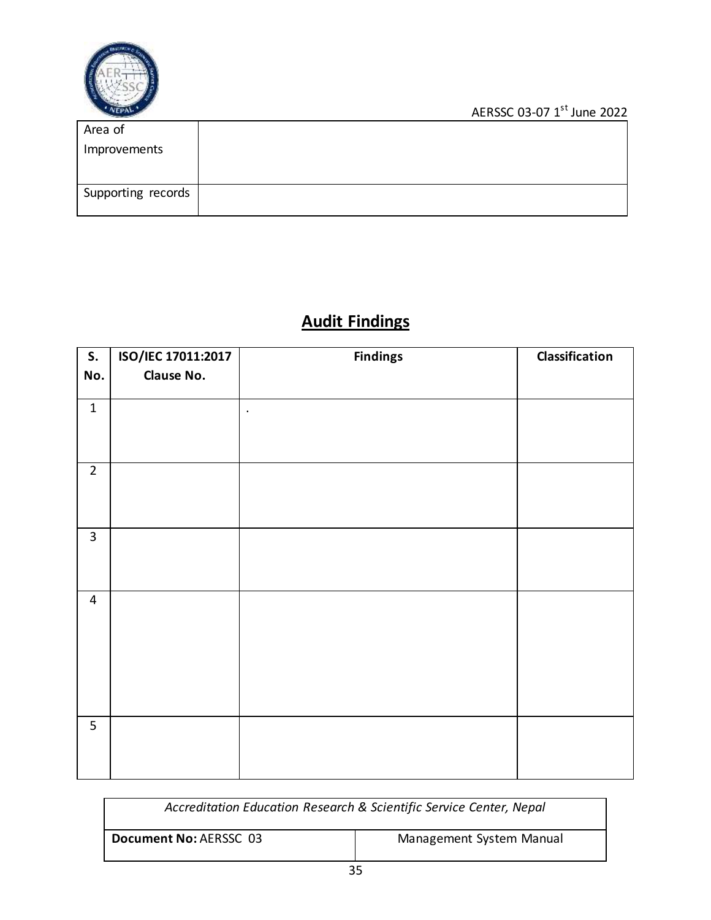| Area of Improvements | |
|---|---|
| Supporting records | |

## Audit Findings

| S. No. | ISO/IEC 17011:2017 Clause No. | Findings | Classification |
|---|---|---|---|
| 1 | | . | |
| 2 | | | |
| 3 | | | |
| 4 | | | |
| 5 | | | |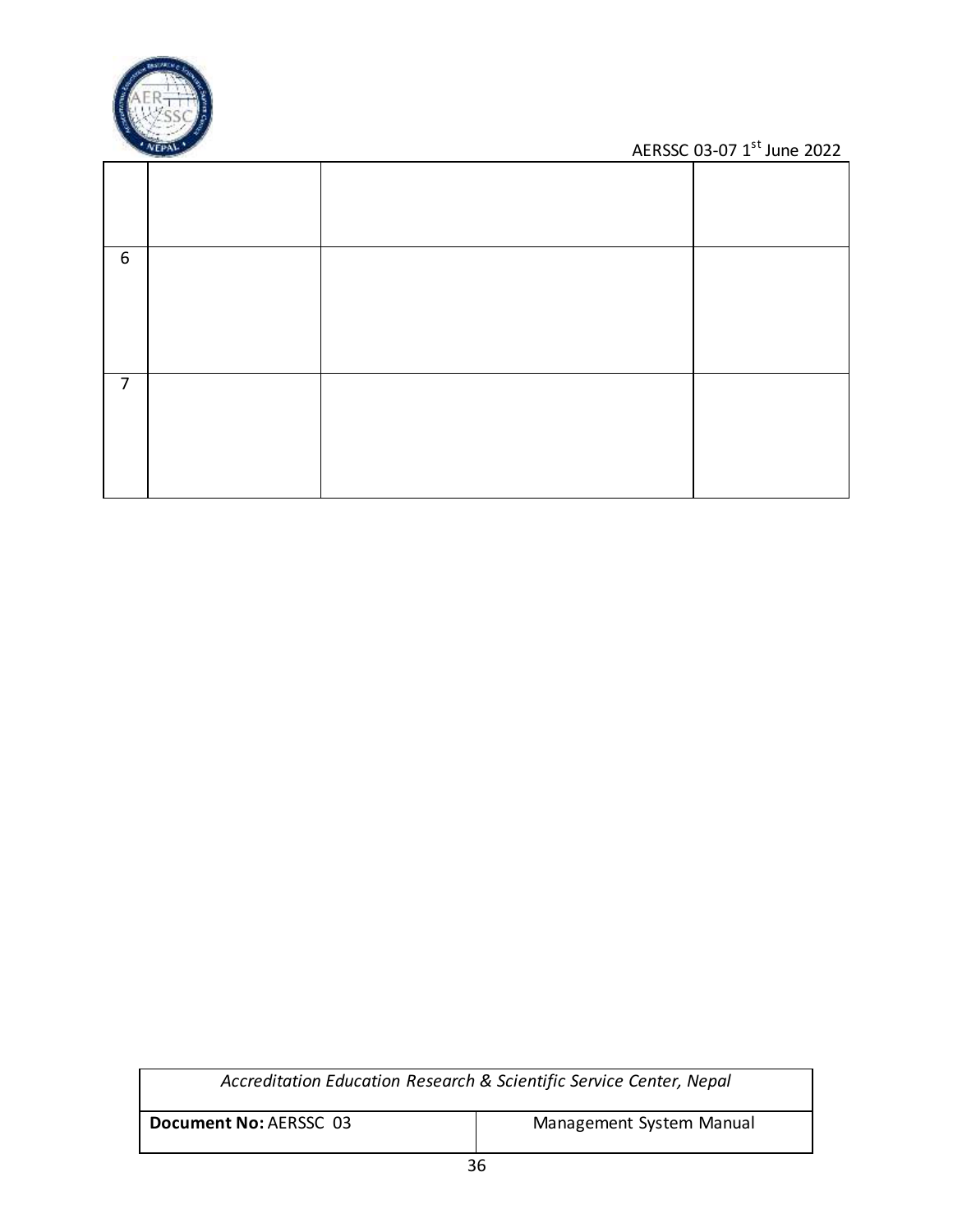|   |   |   |   |
|---|---|---|---|
|   |   |   |   |
| 6 |   |   |   |
| 7 |   |   |   |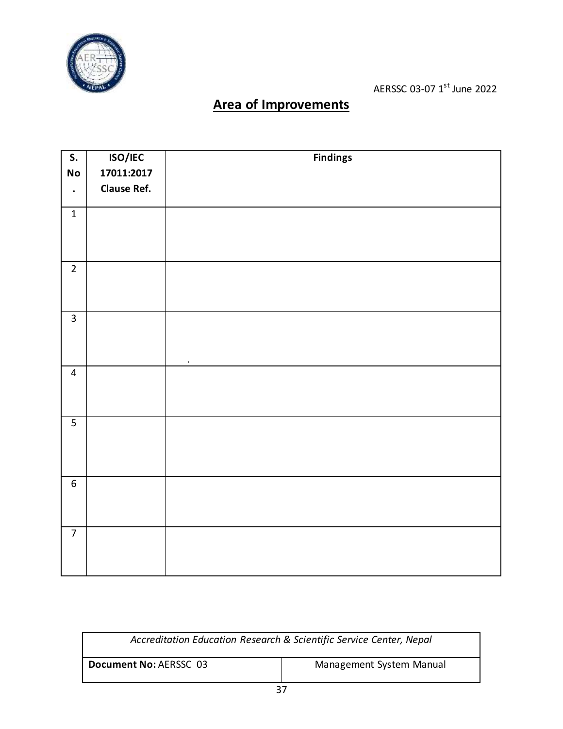AERSSC 03-07 1st June 2022

## Area of Improvements

| S. No. | ISO/IEC 17011:2017 Clause Ref. | Findings |
|---|---|---|
| 1 | | |
| 2 | | |
| 3 | | . |
| 4 | | |
| 5 | | |
| 6 | | |
| 7 | | |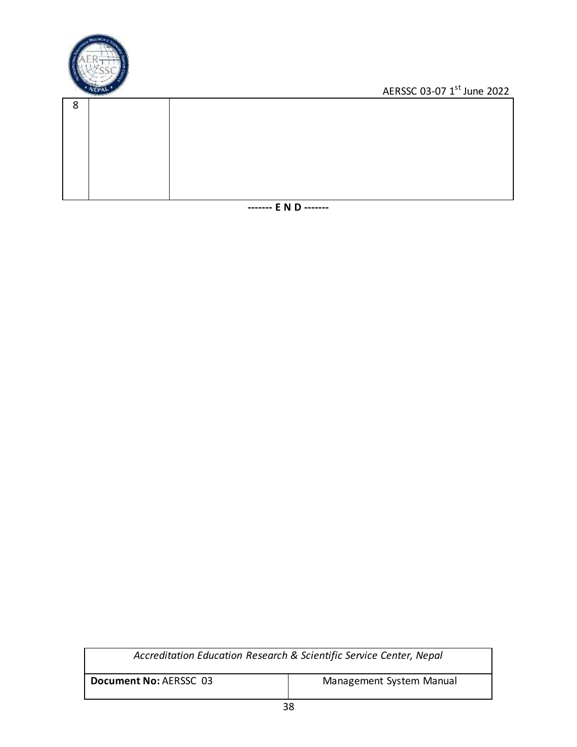| 8 | | |
|---|---|---|

------- E N D -------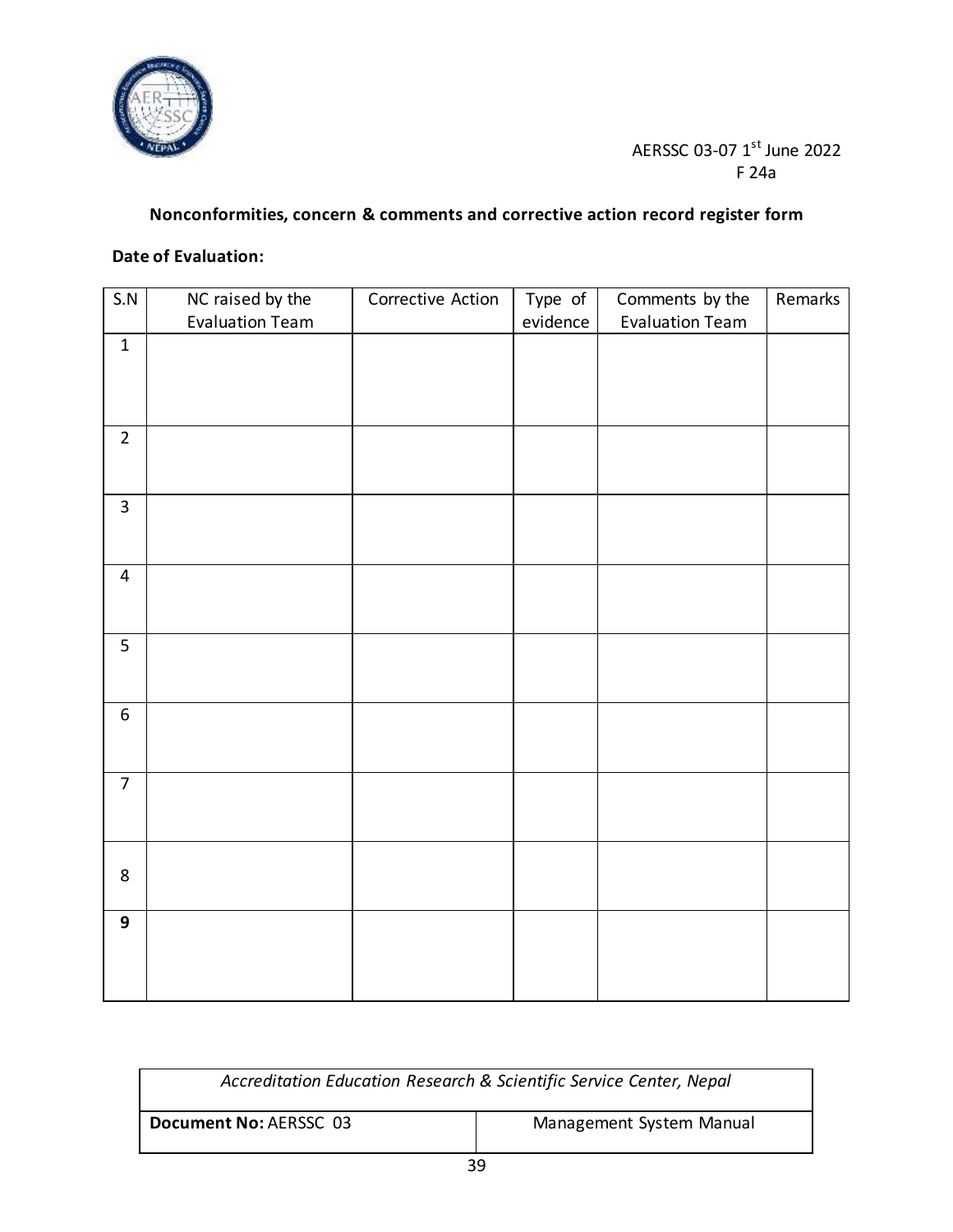AERSSC 03-07 1st June 2022
F 24a

**Nonconformities, concern & comments and corrective action record register form**

**Date of Evaluation:**

| S.N | NC raised by the Evaluation Team | Corrective Action | Type of evidence | Comments by the Evaluation Team | Remarks |
|---|---|---|---|---|---|
| 1 | | | | | |
| 2 | | | | | |
| 3 | | | | | |
| 4 | | | | | |
| 5 | | | | | |
| 6 | | | | | |
| 7 | | | | | |
| 8 | | | | | |
| **9** | | | | | |

| *Accreditation Education Research & Scientific Service Center, Nepal* | |
|---|---|
| **Document No:** AERSSC 03 | Management System Manual |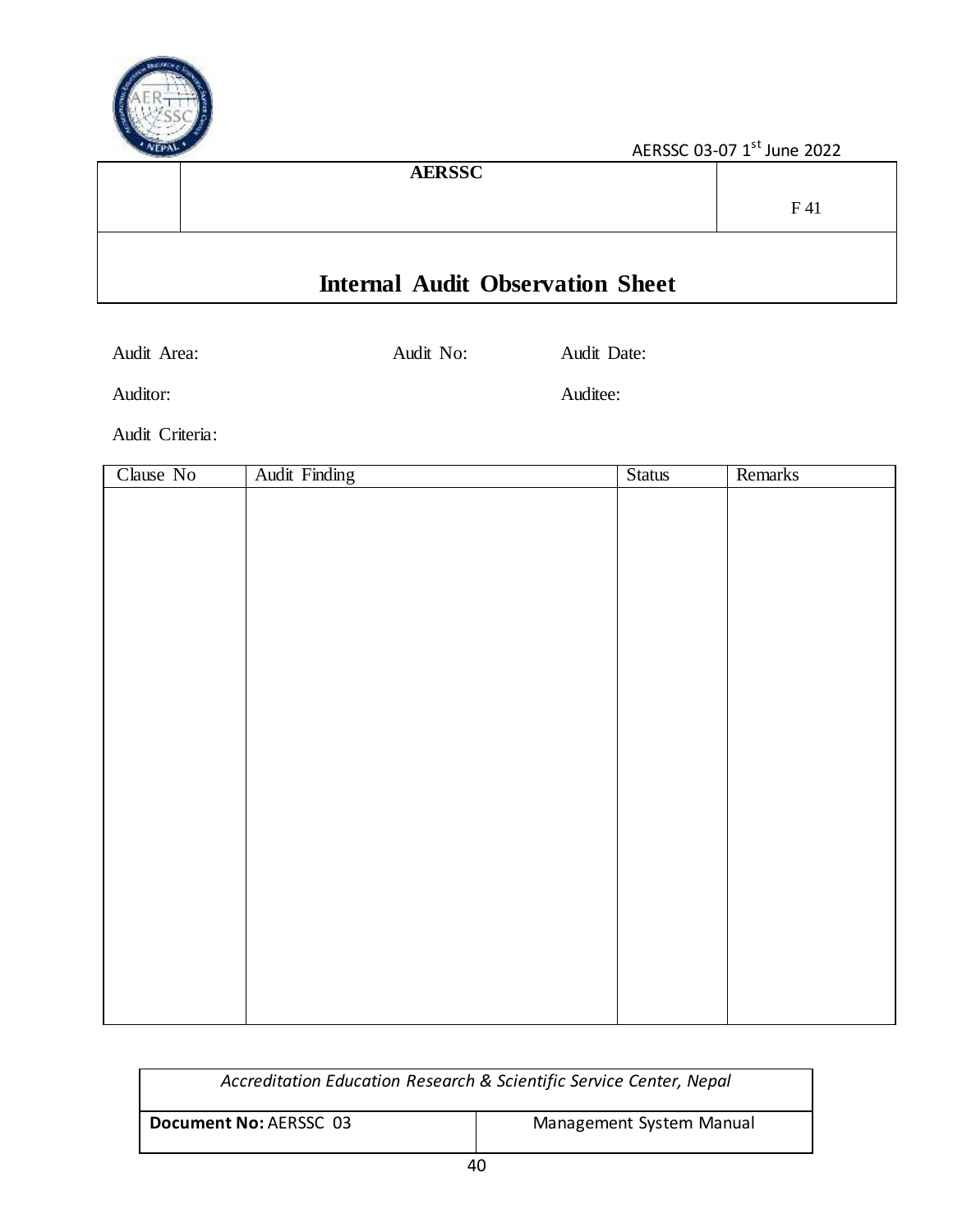AERSSC 03-07 1st June 2022

| | AERSSC | F 41 |
|---|---|---|

# Internal Audit Observation Sheet

Audit Area: Audit No: Audit Date:

Auditor: Auditee:

Audit Criteria:

| Clause No | Audit Finding | Status | Remarks |
|---|---|---|---|
| | | | |

| *Accreditation Education Research & Scientific Service Center, Nepal* | |
|---|---|
| **Document No:** AERSSC 03 | Management System Manual |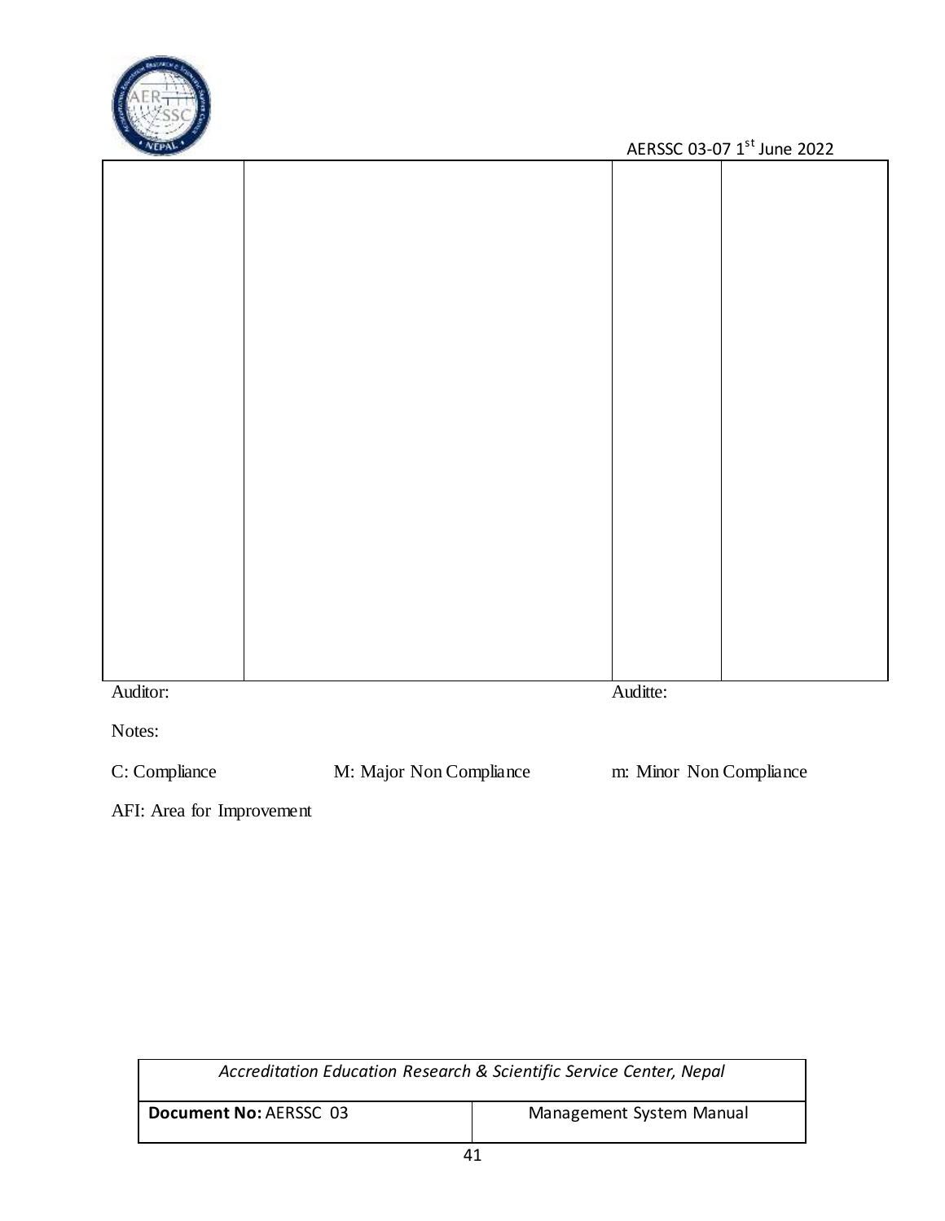|  |  |  |  |
|---|---|---|---|
|  |  |  |  |

Auditor: Auditte:

Notes:

C: Compliance M: Major Non Compliance m: Minor Non Compliance

AFI: Area for Improvement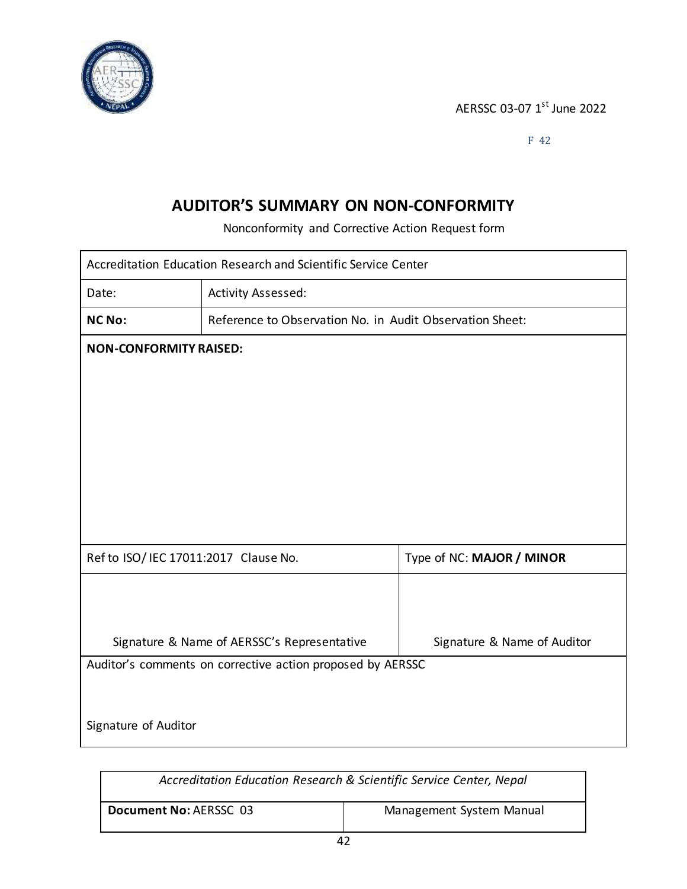AERSSC 03-07 1st June 2022

F 42

# AUDITOR'S SUMMARY ON NON-CONFORMITY

Nonconformity and Corrective Action Request form

| Accreditation Education Research and Scientific Service Center | | |
|---|---|---|
| Date: | Activity Assessed: | |
| **NC No:** | Reference to Observation No. in Audit Observation Sheet: | |
| **NON-CONFORMITY RAISED:** | | |
| Ref to ISO/ IEC 17011:2017 Clause No. | | Type of NC: **MAJOR / MINOR** |
| Signature & Name of AERSSC's Representative | | Signature & Name of Auditor |
| Auditor's comments on corrective action proposed by AERSSC<br><br>Signature of Auditor | | |

| *Accreditation Education Research & Scientific Service Center, Nepal* | |
|---|---|
| **Document No:** AERSSC 03 | Management System Manual |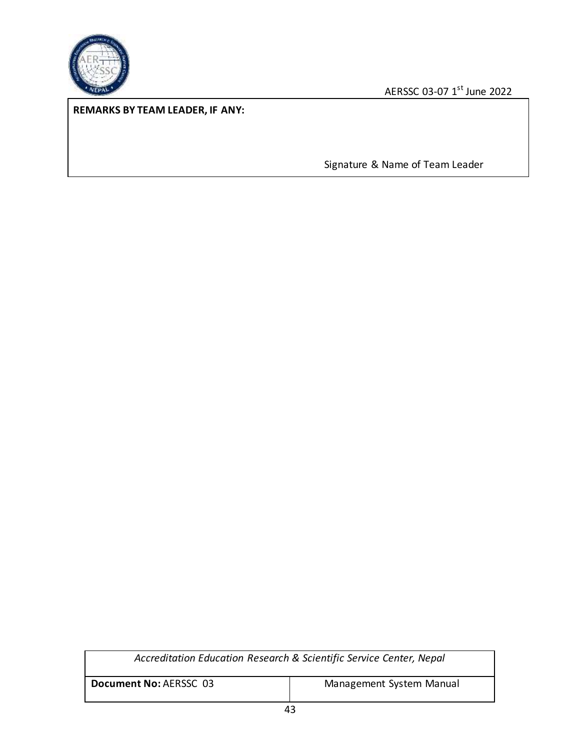**REMARKS BY TEAM LEADER, IF ANY:**

Signature & Name of Team Leader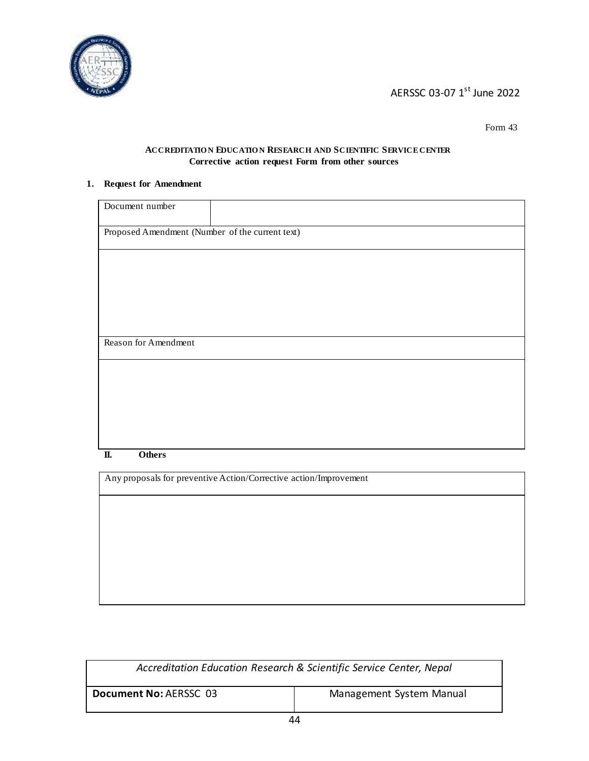AERSSC 03-07 1st June 2022

Form 43

**ACCREDITATION EDUCATION RESEARCH AND SCIENTIFIC SERVICE CENTER**
**Corrective action request Form from other sources**

**1. Request for Amendment**

| Document number | |
|---|---|
| Proposed Amendment (Number of the current text) | |
| | |
| Reason for Amendment | |
| | |

**II. Others**

| Any proposals for preventive Action/Corrective action/Improvement |
|---|
| |

| *Accreditation Education Research & Scientific Service Center, Nepal* | |
|---|---|
| **Document No:** AERSSC 03 | Management System Manual |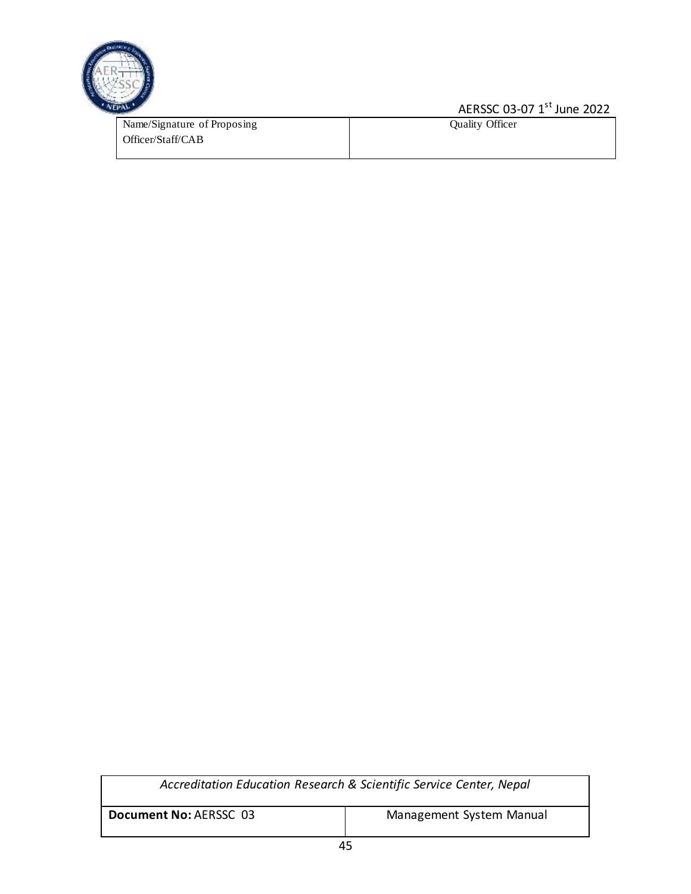| | |
|---|---|
| Name/Signature of Proposing Officer/Staff/CAB | Quality Officer |